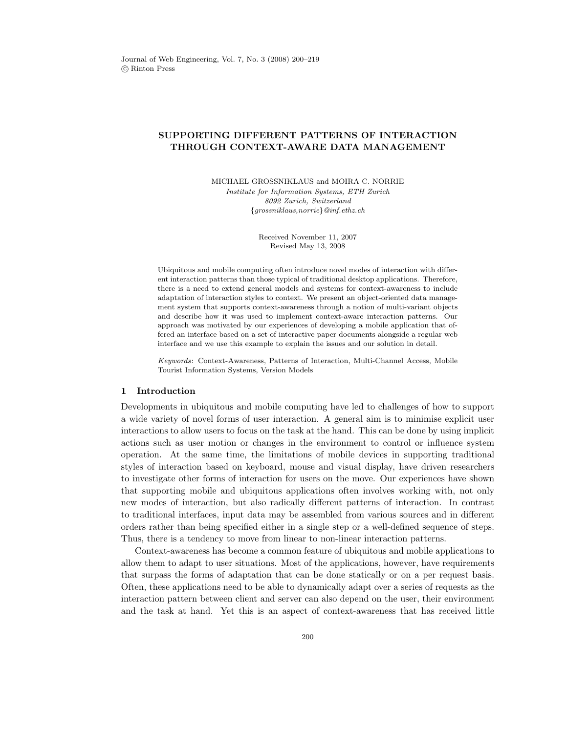# SUPPORTING DIFFERENT PATTERNS OF INTERACTION THROUGH CONTEXT-AWARE DATA MANAGEMENT

MICHAEL GROSSNIKLAUS and MOIRA C. NORRIE

*Institute for Information Systems, ETH Zurich*
*8092 Zurich, Switzerland*
*{grossniklaus,norrie}@inf.ethz.ch*

Received November 11, 2007
Revised May 13, 2008

Ubiquitous and mobile computing often introduce novel modes of interaction with different interaction patterns than those typical of traditional desktop applications. Therefore, there is a need to extend general models and systems for context-awareness to include adaptation of interaction styles to context. We present an object-oriented data management system that supports context-awareness through a notion of multi-variant objects and describe how it was used to implement context-aware interaction patterns. Our approach was motivated by our experiences of developing a mobile application that offered an interface based on a set of interactive paper documents alongside a regular web interface and we use this example to explain the issues and our solution in detail.

*Keywords*: Context-Awareness, Patterns of Interaction, Multi-Channel Access, Mobile Tourist Information Systems, Version Models

## 1 Introduction

Developments in ubiquitous and mobile computing have led to challenges of how to support a wide variety of novel forms of user interaction. A general aim is to minimise explicit user interactions to allow users to focus on the task at the hand. This can be done by using implicit actions such as user motion or changes in the environment to control or influence system operation. At the same time, the limitations of mobile devices in supporting traditional styles of interaction based on keyboard, mouse and visual display, have driven researchers to investigate other forms of interaction for users on the move. Our experiences have shown that supporting mobile and ubiquitous applications often involves working with, not only new modes of interaction, but also radically different patterns of interaction. In contrast to traditional interfaces, input data may be assembled from various sources and in different orders rather than being specified either in a single step or a well-defined sequence of steps. Thus, there is a tendency to move from linear to non-linear interaction patterns.

Context-awareness has become a common feature of ubiquitous and mobile applications to allow them to adapt to user situations. Most of the applications, however, have requirements that surpass the forms of adaptation that can be done statically or on a per request basis. Often, these applications need to be able to dynamically adapt over a series of requests as the interaction pattern between client and server can also depend on the user, their environment and the task at hand. Yet this is an aspect of context-awareness that has received little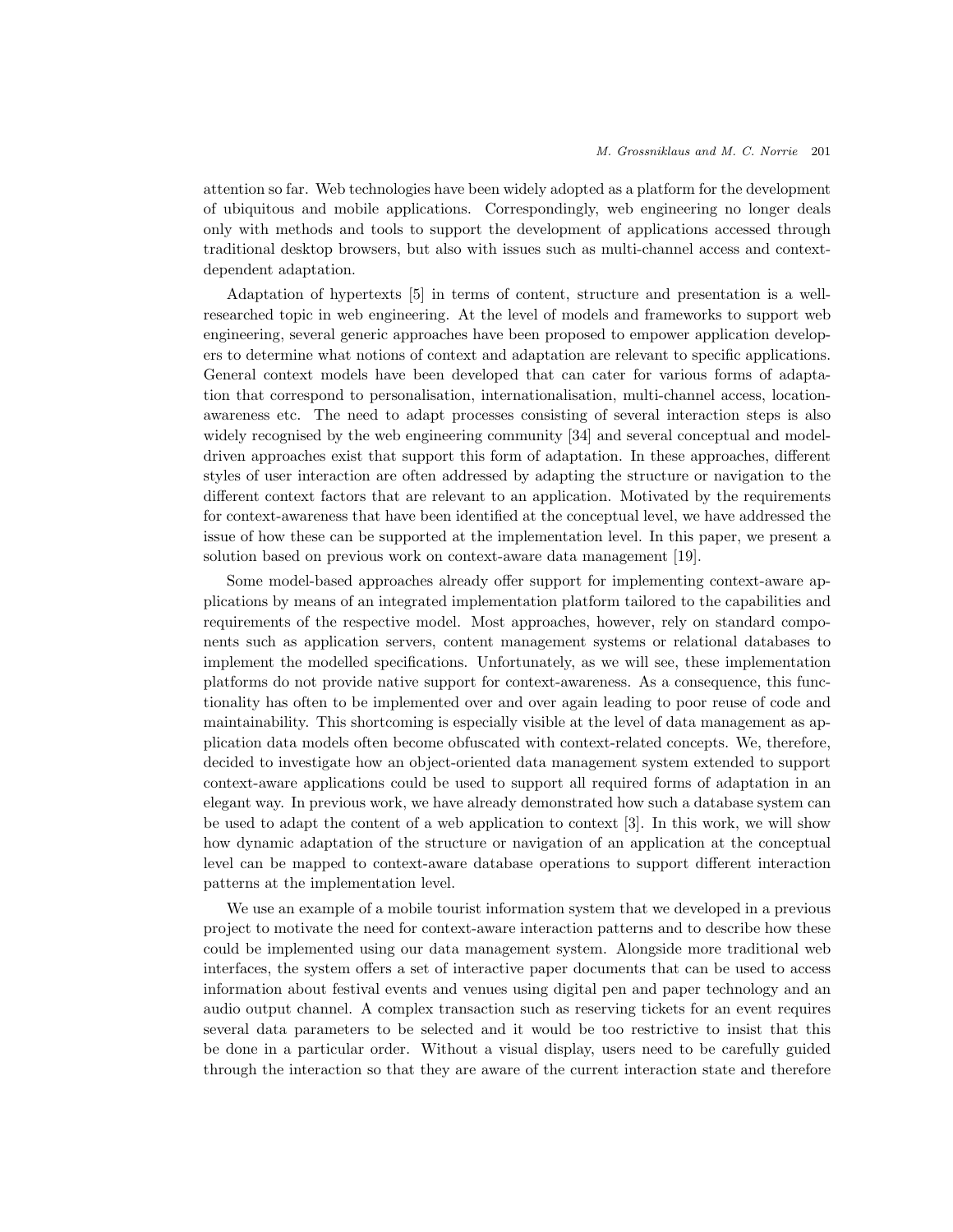attention so far. Web technologies have been widely adopted as a platform for the development of ubiquitous and mobile applications. Correspondingly, web engineering no longer deals only with methods and tools to support the development of applications accessed through traditional desktop browsers, but also with issues such as multi-channel access and context-dependent adaptation.

Adaptation of hypertexts [5] in terms of content, structure and presentation is a well-researched topic in web engineering. At the level of models and frameworks to support web engineering, several generic approaches have been proposed to empower application developers to determine what notions of context and adaptation are relevant to specific applications. General context models have been developed that can cater for various forms of adaptation that correspond to personalisation, internationalisation, multi-channel access, location-awareness etc. The need to adapt processes consisting of several interaction steps is also widely recognised by the web engineering community [34] and several conceptual and model-driven approaches exist that support this form of adaptation. In these approaches, different styles of user interaction are often addressed by adapting the structure or navigation to the different context factors that are relevant to an application. Motivated by the requirements for context-awareness that have been identified at the conceptual level, we have addressed the issue of how these can be supported at the implementation level. In this paper, we present a solution based on previous work on context-aware data management [19].

Some model-based approaches already offer support for implementing context-aware applications by means of an integrated implementation platform tailored to the capabilities and requirements of the respective model. Most approaches, however, rely on standard components such as application servers, content management systems or relational databases to implement the modelled specifications. Unfortunately, as we will see, these implementation platforms do not provide native support for context-awareness. As a consequence, this functionality has often to be implemented over and over again leading to poor reuse of code and maintainability. This shortcoming is especially visible at the level of data management as application data models often become obfuscated with context-related concepts. We, therefore, decided to investigate how an object-oriented data management system extended to support context-aware applications could be used to support all required forms of adaptation in an elegant way. In previous work, we have already demonstrated how such a database system can be used to adapt the content of a web application to context [3]. In this work, we will show how dynamic adaptation of the structure or navigation of an application at the conceptual level can be mapped to context-aware database operations to support different interaction patterns at the implementation level.

We use an example of a mobile tourist information system that we developed in a previous project to motivate the need for context-aware interaction patterns and to describe how these could be implemented using our data management system. Alongside more traditional web interfaces, the system offers a set of interactive paper documents that can be used to access information about festival events and venues using digital pen and paper technology and an audio output channel. A complex transaction such as reserving tickets for an event requires several data parameters to be selected and it would be too restrictive to insist that this be done in a particular order. Without a visual display, users need to be carefully guided through the interaction so that they are aware of the current interaction state and therefore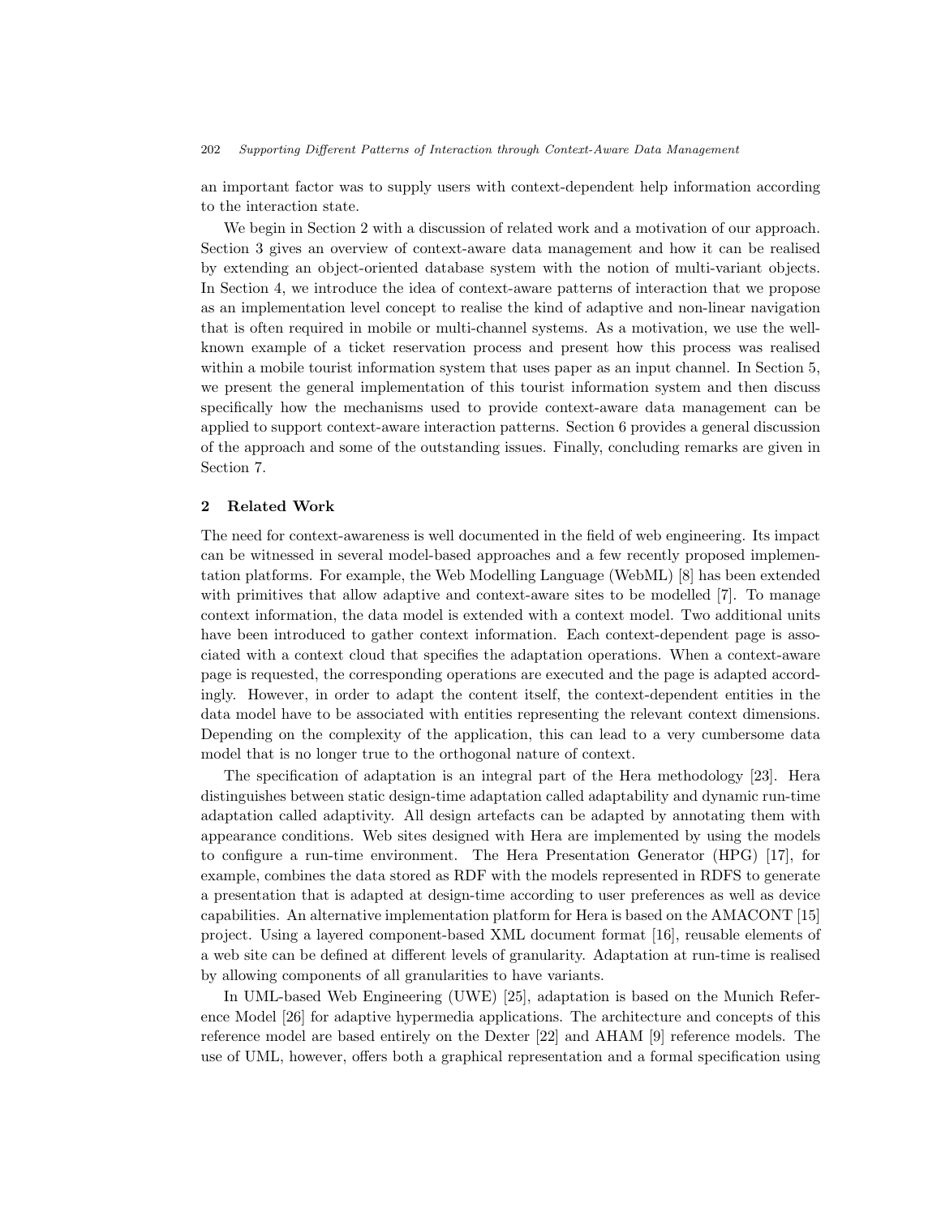an important factor was to supply users with context-dependent help information according to the interaction state.

We begin in Section 2 with a discussion of related work and a motivation of our approach. Section 3 gives an overview of context-aware data management and how it can be realised by extending an object-oriented database system with the notion of multi-variant objects. In Section 4, we introduce the idea of context-aware patterns of interaction that we propose as an implementation level concept to realise the kind of adaptive and non-linear navigation that is often required in mobile or multi-channel systems. As a motivation, we use the well-known example of a ticket reservation process and present how this process was realised within a mobile tourist information system that uses paper as an input channel. In Section 5, we present the general implementation of this tourist information system and then discuss specifically how the mechanisms used to provide context-aware data management can be applied to support context-aware interaction patterns. Section 6 provides a general discussion of the approach and some of the outstanding issues. Finally, concluding remarks are given in Section 7.

## 2 Related Work

The need for context-awareness is well documented in the field of web engineering. Its impact can be witnessed in several model-based approaches and a few recently proposed implementation platforms. For example, the Web Modelling Language (WebML) [8] has been extended with primitives that allow adaptive and context-aware sites to be modelled [7]. To manage context information, the data model is extended with a context model. Two additional units have been introduced to gather context information. Each context-dependent page is associated with a context cloud that specifies the adaptation operations. When a context-aware page is requested, the corresponding operations are executed and the page is adapted accordingly. However, in order to adapt the content itself, the context-dependent entities in the data model have to be associated with entities representing the relevant context dimensions. Depending on the complexity of the application, this can lead to a very cumbersome data model that is no longer true to the orthogonal nature of context.

The specification of adaptation is an integral part of the Hera methodology [23]. Hera distinguishes between static design-time adaptation called adaptability and dynamic run-time adaptation called adaptivity. All design artefacts can be adapted by annotating them with appearance conditions. Web sites designed with Hera are implemented by using the models to configure a run-time environment. The Hera Presentation Generator (HPG) [17], for example, combines the data stored as RDF with the models represented in RDFS to generate a presentation that is adapted at design-time according to user preferences as well as device capabilities. An alternative implementation platform for Hera is based on the AMACONT [15] project. Using a layered component-based XML document format [16], reusable elements of a web site can be defined at different levels of granularity. Adaptation at run-time is realised by allowing components of all granularities to have variants.

In UML-based Web Engineering (UWE) [25], adaptation is based on the Munich Reference Model [26] for adaptive hypermedia applications. The architecture and concepts of this reference model are based entirely on the Dexter [22] and AHAM [9] reference models. The use of UML, however, offers both a graphical representation and a formal specification using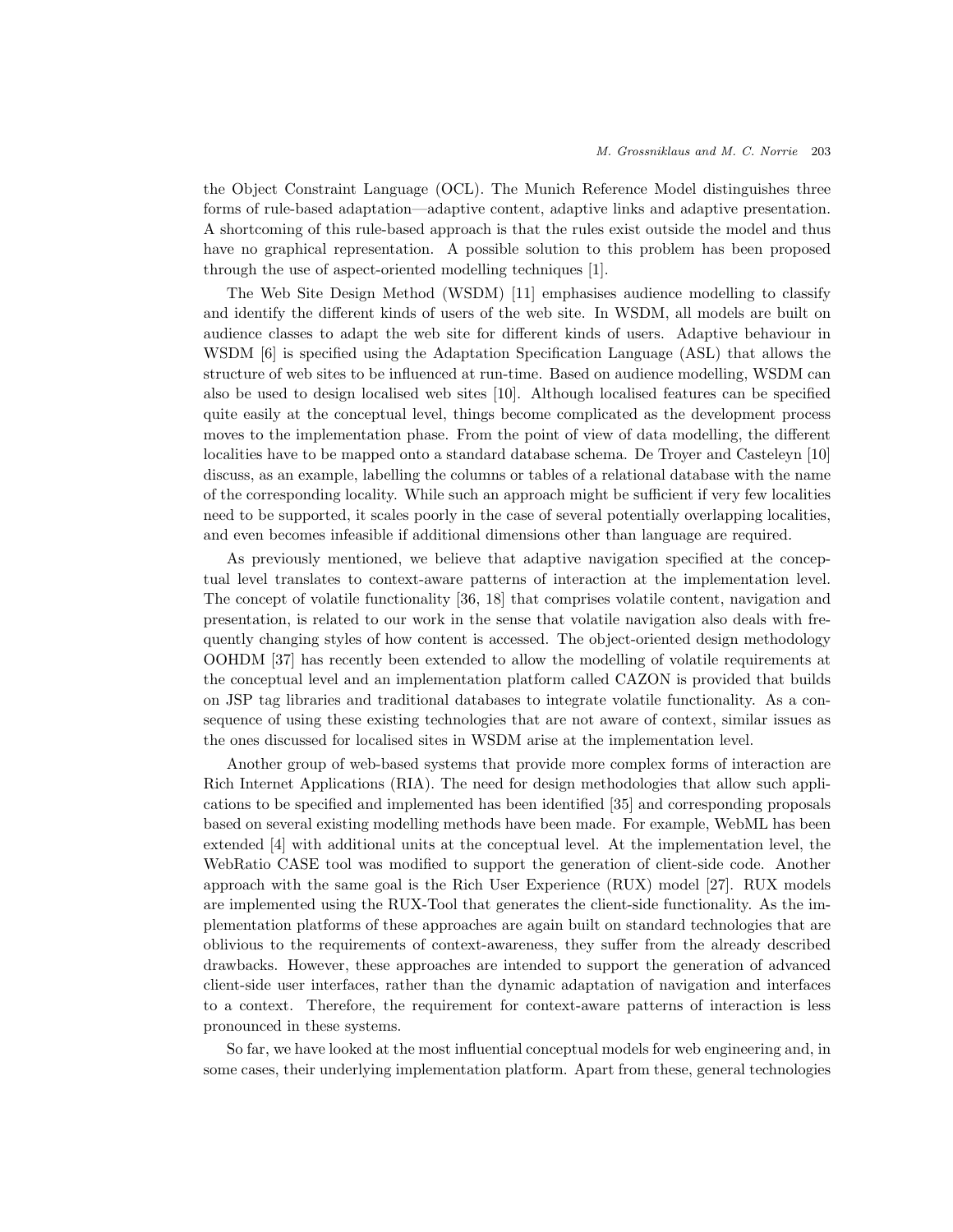the Object Constraint Language (OCL). The Munich Reference Model distinguishes three forms of rule-based adaptation—adaptive content, adaptive links and adaptive presentation. A shortcoming of this rule-based approach is that the rules exist outside the model and thus have no graphical representation. A possible solution to this problem has been proposed through the use of aspect-oriented modelling techniques [1].

The Web Site Design Method (WSDM) [11] emphasises audience modelling to classify and identify the different kinds of users of the web site. In WSDM, all models are built on audience classes to adapt the web site for different kinds of users. Adaptive behaviour in WSDM [6] is specified using the Adaptation Specification Language (ASL) that allows the structure of web sites to be influenced at run-time. Based on audience modelling, WSDM can also be used to design localised web sites [10]. Although localised features can be specified quite easily at the conceptual level, things become complicated as the development process moves to the implementation phase. From the point of view of data modelling, the different localities have to be mapped onto a standard database schema. De Troyer and Casteleyn [10] discuss, as an example, labelling the columns or tables of a relational database with the name of the corresponding locality. While such an approach might be sufficient if very few localities need to be supported, it scales poorly in the case of several potentially overlapping localities, and even becomes infeasible if additional dimensions other than language are required.

As previously mentioned, we believe that adaptive navigation specified at the conceptual level translates to context-aware patterns of interaction at the implementation level. The concept of volatile functionality [36, 18] that comprises volatile content, navigation and presentation, is related to our work in the sense that volatile navigation also deals with frequently changing styles of how content is accessed. The object-oriented design methodology OOHDM [37] has recently been extended to allow the modelling of volatile requirements at the conceptual level and an implementation platform called CAZON is provided that builds on JSP tag libraries and traditional databases to integrate volatile functionality. As a consequence of using these existing technologies that are not aware of context, similar issues as the ones discussed for localised sites in WSDM arise at the implementation level.

Another group of web-based systems that provide more complex forms of interaction are Rich Internet Applications (RIA). The need for design methodologies that allow such applications to be specified and implemented has been identified [35] and corresponding proposals based on several existing modelling methods have been made. For example, WebML has been extended [4] with additional units at the conceptual level. At the implementation level, the WebRatio CASE tool was modified to support the generation of client-side code. Another approach with the same goal is the Rich User Experience (RUX) model [27]. RUX models are implemented using the RUX-Tool that generates the client-side functionality. As the implementation platforms of these approaches are again built on standard technologies that are oblivious to the requirements of context-awareness, they suffer from the already described drawbacks. However, these approaches are intended to support the generation of advanced client-side user interfaces, rather than the dynamic adaptation of navigation and interfaces to a context. Therefore, the requirement for context-aware patterns of interaction is less pronounced in these systems.

So far, we have looked at the most influential conceptual models for web engineering and, in some cases, their underlying implementation platform. Apart from these, general technologies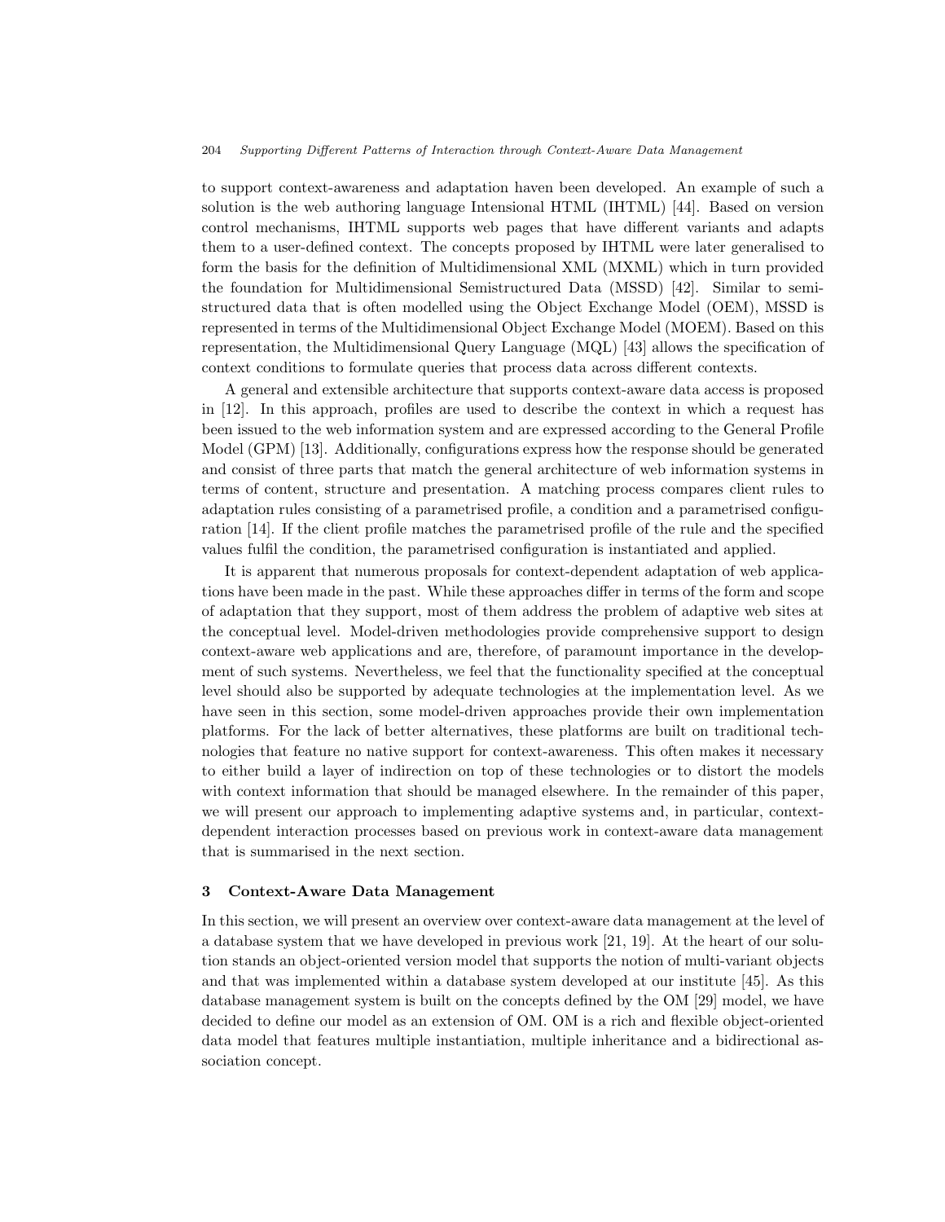to support context-awareness and adaptation haven been developed. An example of such a solution is the web authoring language Intensional HTML (IHTML) [44]. Based on version control mechanisms, IHTML supports web pages that have different variants and adapts them to a user-defined context. The concepts proposed by IHTML were later generalised to form the basis for the definition of Multidimensional XML (MXML) which in turn provided the foundation for Multidimensional Semistructured Data (MSSD) [42]. Similar to semi-structured data that is often modelled using the Object Exchange Model (OEM), MSSD is represented in terms of the Multidimensional Object Exchange Model (MOEM). Based on this representation, the Multidimensional Query Language (MQL) [43] allows the specification of context conditions to formulate queries that process data across different contexts.

A general and extensible architecture that supports context-aware data access is proposed in [12]. In this approach, profiles are used to describe the context in which a request has been issued to the web information system and are expressed according to the General Profile Model (GPM) [13]. Additionally, configurations express how the response should be generated and consist of three parts that match the general architecture of web information systems in terms of content, structure and presentation. A matching process compares client rules to adaptation rules consisting of a parametrised profile, a condition and a parametrised configuration [14]. If the client profile matches the parametrised profile of the rule and the specified values fulfil the condition, the parametrised configuration is instantiated and applied.

It is apparent that numerous proposals for context-dependent adaptation of web applications have been made in the past. While these approaches differ in terms of the form and scope of adaptation that they support, most of them address the problem of adaptive web sites at the conceptual level. Model-driven methodologies provide comprehensive support to design context-aware web applications and are, therefore, of paramount importance in the development of such systems. Nevertheless, we feel that the functionality specified at the conceptual level should also be supported by adequate technologies at the implementation level. As we have seen in this section, some model-driven approaches provide their own implementation platforms. For the lack of better alternatives, these platforms are built on traditional technologies that feature no native support for context-awareness. This often makes it necessary to either build a layer of indirection on top of these technologies or to distort the models with context information that should be managed elsewhere. In the remainder of this paper, we will present our approach to implementing adaptive systems and, in particular, context-dependent interaction processes based on previous work in context-aware data management that is summarised in the next section.

## 3 Context-Aware Data Management

In this section, we will present an overview over context-aware data management at the level of a database system that we have developed in previous work [21, 19]. At the heart of our solution stands an object-oriented version model that supports the notion of multi-variant objects and that was implemented within a database system developed at our institute [45]. As this database management system is built on the concepts defined by the OM [29] model, we have decided to define our model as an extension of OM. OM is a rich and flexible object-oriented data model that features multiple instantiation, multiple inheritance and a bidirectional association concept.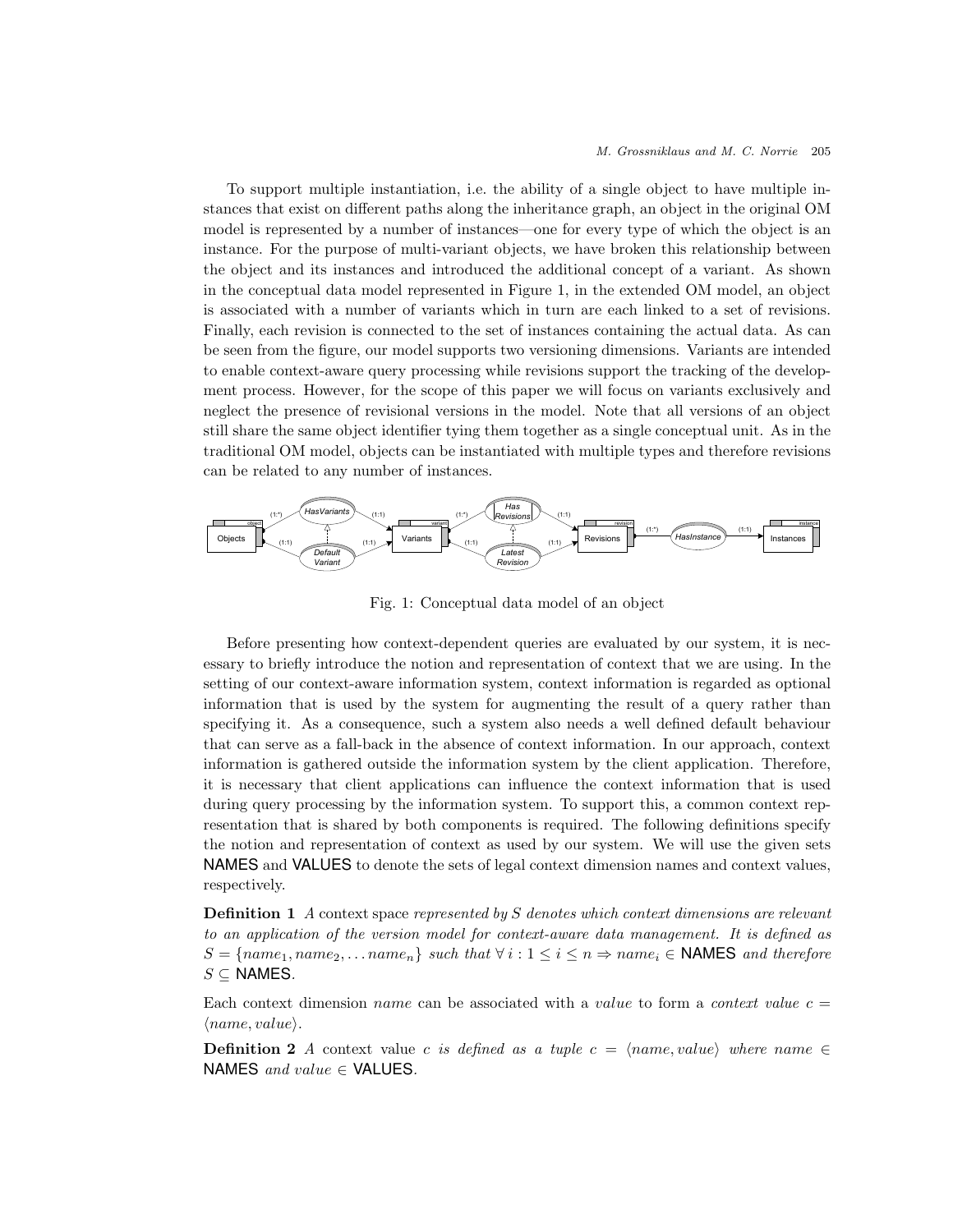To support multiple instantiation, i.e. the ability of a single object to have multiple instances that exist on different paths along the inheritance graph, an object in the original OM model is represented by a number of instances—one for every type of which the object is an instance. For the purpose of multi-variant objects, we have broken this relationship between the object and its instances and introduced the additional concept of a variant. As shown in the conceptual data model represented in Figure 1, in the extended OM model, an object is associated with a number of variants which in turn are each linked to a set of revisions. Finally, each revision is connected to the set of instances containing the actual data. As can be seen from the figure, our model supports two versioning dimensions. Variants are intended to enable context-aware query processing while revisions support the tracking of the development process. However, for the scope of this paper we will focus on variants exclusively and neglect the presence of revisional versions in the model. Note that all versions of an object still share the same object identifier tying them together as a single conceptual unit. As in the traditional OM model, objects can be instantiated with multiple types and therefore revisions can be related to any number of instances.

Fig. 1: Conceptual data model of an object

Before presenting how context-dependent queries are evaluated by our system, it is necessary to briefly introduce the notion and representation of context that we are using. In the setting of our context-aware information system, context information is regarded as optional information that is used by the system for augmenting the result of a query rather than specifying it. As a consequence, such a system also needs a well defined default behaviour that can serve as a fall-back in the absence of context information. In our approach, context information is gathered outside the information system by the client application. Therefore, it is necessary that client applications can influence the context information that is used during query processing by the information system. To support this, a common context representation that is shared by both components is required. The following definitions specify the notion and representation of context as used by our system. We will use the given sets NAMES and VALUES to denote the sets of legal context dimension names and context values, respectively.

**Definition 1** A context space *represented by $S$ denotes which context dimensions are relevant to an application of the version model for context-aware data management. It is defined as* $S = \{name_1, name_2, \ldots name_n\}$ *such that* $\forall\, i : 1 \leq i \leq n \Rightarrow name_i \in$ NAMES *and therefore* $S \subseteq$ NAMES*.*

Each context dimension *name* can be associated with a *value* to form a *context value* $c = \langle name, value \rangle$.

**Definition 2** *A* context value *$c$ is defined as a tuple* $c = \langle name, value \rangle$ *where* $name \in$ NAMES *and* $value \in$ VALUES*.*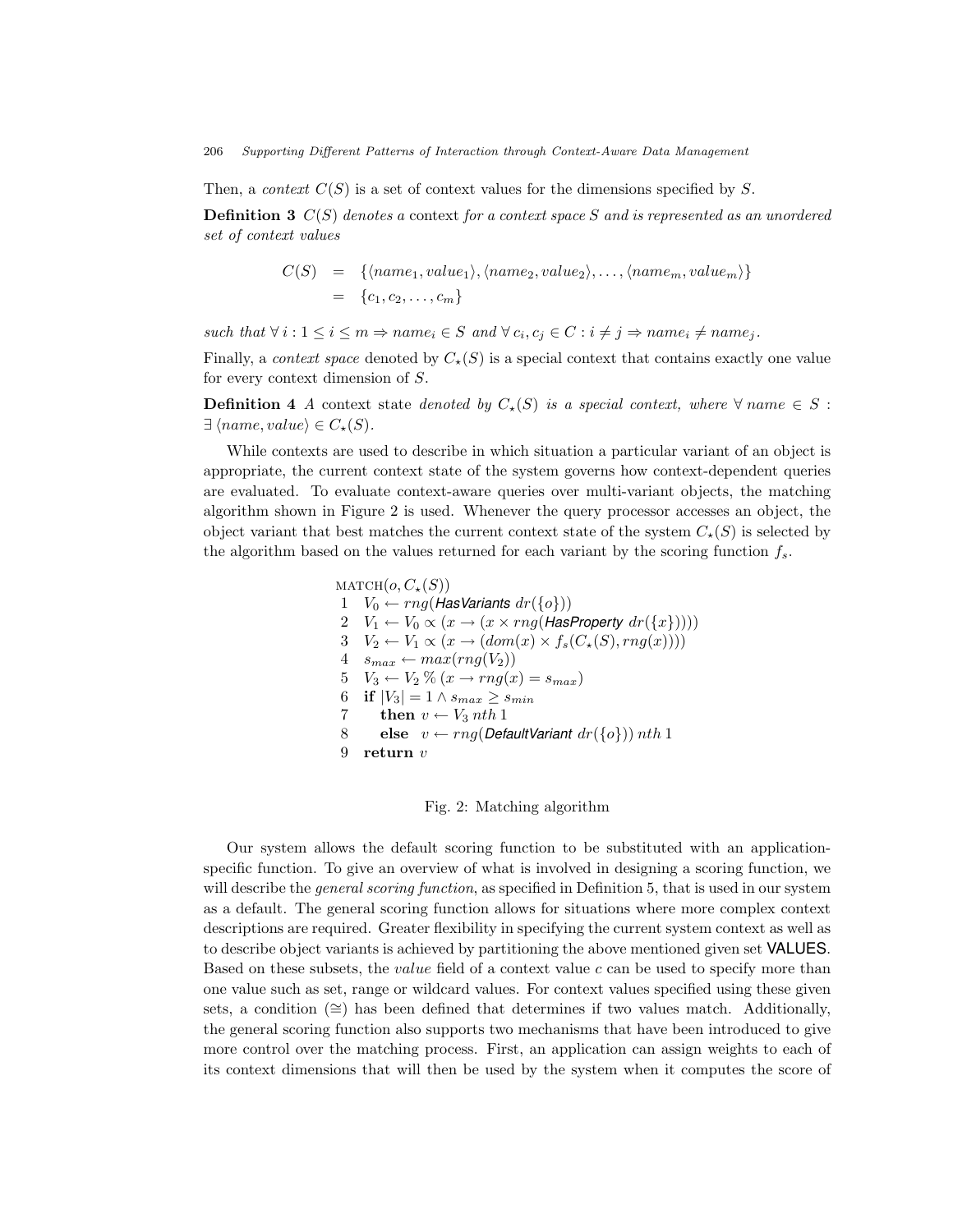Then, a *context* $C(S)$ is a set of context values for the dimensions specified by $S$.

**Definition 3** *$C(S)$ denotes a* context *for a context space $S$ and is represented as an unordered set of context values*

$$
\begin{aligned}
C(S) &= \{\langle name_1, value_1\rangle, \langle name_2, value_2\rangle, \ldots, \langle name_m, value_m\rangle\} \\
&= \{c_1, c_2, \ldots, c_m\}
\end{aligned}
$$

*such that* $\forall\, i : 1 \leq i \leq m \Rightarrow name_i \in S$ *and* $\forall\, c_i, c_j \in C : i \neq j \Rightarrow name_i \neq name_j$.

Finally, a *context space* denoted by $C_\star(S)$ is a special context that contains exactly one value for every context dimension of $S$.

**Definition 4** *A* context state *denoted by $C_\star(S)$ is a special context, where* $\forall\, name \in S : \exists\, \langle name, value\rangle \in C_\star(S)$.

While contexts are used to describe in which situation a particular variant of an object is appropriate, the current context state of the system governs how context-dependent queries are evaluated. To evaluate context-aware queries over multi-variant objects, the matching algorithm shown in Figure 2 is used. Whenever the query processor accesses an object, the object variant that best matches the current context state of the system $C_\star(S)$ is selected by the algorithm based on the values returned for each variant by the scoring function $f_s$.

```
MATCH(o, C⋆(S))
1  V0 ← rng(HasVariants dr({o}))
2  V1 ← V0 ∝ (x → (x × rng(HasProperty dr({x}))))
3  V2 ← V1 ∝ (x → (dom(x) × fs(C⋆(S), rng(x))))
4  smax ← max(rng(V2))
5  V3 ← V2 % (x → rng(x) = smax)
6  if |V3| = 1 ∧ smax ≥ smin
7     then v ← V3 nth 1
8     else  v ← rng(DefaultVariant dr({o})) nth 1
9  return v
```

Fig. 2: Matching algorithm

Our system allows the default scoring function to be substituted with an application-specific function. To give an overview of what is involved in designing a scoring function, we will describe the *general scoring function*, as specified in Definition 5, that is used in our system as a default. The general scoring function allows for situations where more complex context descriptions are required. Greater flexibility in specifying the current system context as well as to describe object variants is achieved by partitioning the above mentioned given set VALUES. Based on these subsets, the *value* field of a context value $c$ can be used to specify more than one value such as set, range or wildcard values. For context values specified using these given sets, a condition ($\cong$) has been defined that determines if two values match. Additionally, the general scoring function also supports two mechanisms that have been introduced to give more control over the matching process. First, an application can assign weights to each of its context dimensions that will then be used by the system when it computes the score of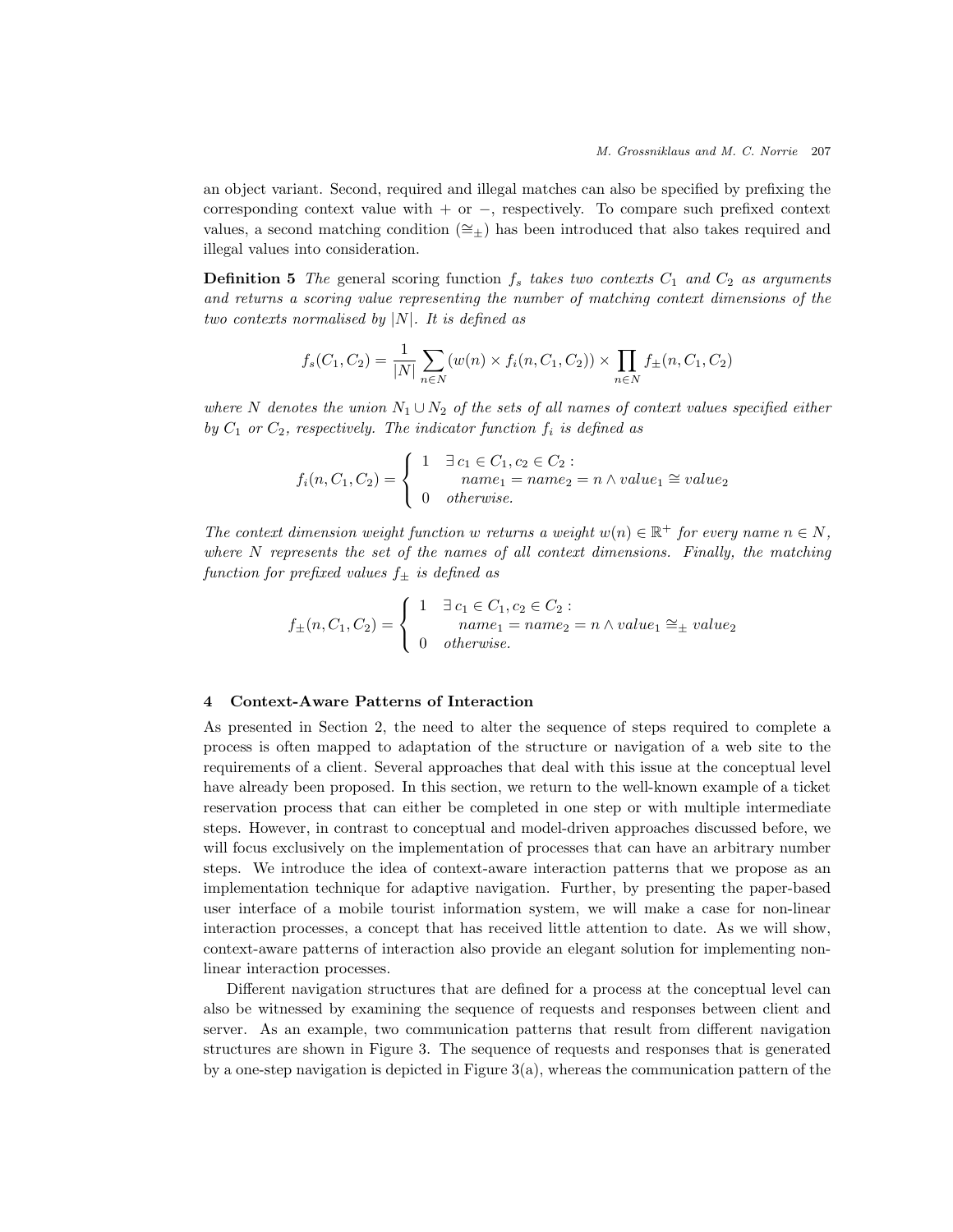an object variant. Second, required and illegal matches can also be specified by prefixing the corresponding context value with + or −, respectively. To compare such prefixed context values, a second matching condition ($\cong_\pm$) has been introduced that also takes required and illegal values into consideration.

**Definition 5** *The* general scoring function $f_s$ *takes two contexts* $C_1$ *and* $C_2$ *as arguments and returns a scoring value representing the number of matching context dimensions of the two contexts normalised by* $|N|$*. It is defined as*

$$f_s(C_1, C_2) = \frac{1}{|N|} \sum_{n \in N} (w(n) \times f_i(n, C_1, C_2)) \times \prod_{n \in N} f_\pm(n, C_1, C_2)$$

*where* $N$ *denotes the union* $N_1 \cup N_2$ *of the sets of all names of context values specified either by* $C_1$ *or* $C_2$*, respectively. The indicator function* $f_i$ *is defined as*

$$f_i(n, C_1, C_2) = \begin{cases} 1 & \exists\, c_1 \in C_1, c_2 \in C_2 : \\ & \quad name_1 = name_2 = n \land value_1 \cong value_2 \\ 0 & otherwise. \end{cases}$$

*The context dimension weight function* $w$ *returns a weight* $w(n) \in \mathbb{R}^+$ *for every name* $n \in N$*, where* $N$ *represents the set of the names of all context dimensions. Finally, the matching function for prefixed values* $f_\pm$ *is defined as*

$$f_\pm(n, C_1, C_2) = \begin{cases} 1 & \exists\, c_1 \in C_1, c_2 \in C_2 : \\ & \quad name_1 = name_2 = n \land value_1 \cong_\pm value_2 \\ 0 & otherwise. \end{cases}$$

## 4 Context-Aware Patterns of Interaction

As presented in Section 2, the need to alter the sequence of steps required to complete a process is often mapped to adaptation of the structure or navigation of a web site to the requirements of a client. Several approaches that deal with this issue at the conceptual level have already been proposed. In this section, we return to the well-known example of a ticket reservation process that can either be completed in one step or with multiple intermediate steps. However, in contrast to conceptual and model-driven approaches discussed before, we will focus exclusively on the implementation of processes that can have an arbitrary number steps. We introduce the idea of context-aware interaction patterns that we propose as an implementation technique for adaptive navigation. Further, by presenting the paper-based user interface of a mobile tourist information system, we will make a case for non-linear interaction processes, a concept that has received little attention to date. As we will show, context-aware patterns of interaction also provide an elegant solution for implementing non-linear interaction processes.

Different navigation structures that are defined for a process at the conceptual level can also be witnessed by examining the sequence of requests and responses between client and server. As an example, two communication patterns that result from different navigation structures are shown in Figure 3. The sequence of requests and responses that is generated by a one-step navigation is depicted in Figure 3(a), whereas the communication pattern of the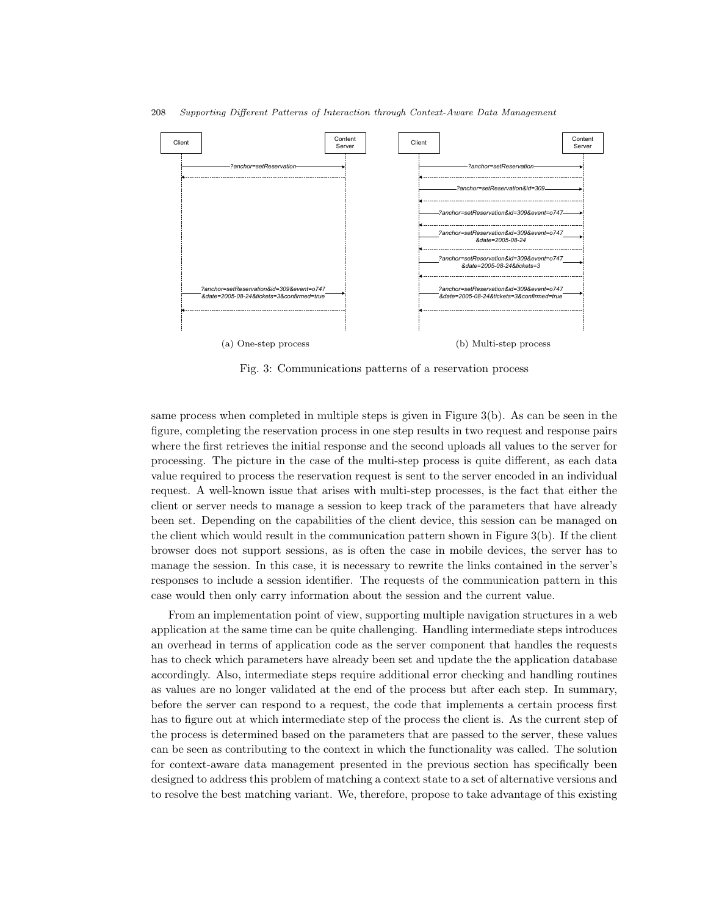Fig. 3: Communications patterns of a reservation process

(a) One-step process

(b) Multi-step process

same process when completed in multiple steps is given in Figure 3(b). As can be seen in the figure, completing the reservation process in one step results in two request and response pairs where the first retrieves the initial response and the second uploads all values to the server for processing. The picture in the case of the multi-step process is quite different, as each data value required to process the reservation request is sent to the server encoded in an individual request. A well-known issue that arises with multi-step processes, is the fact that either the client or server needs to manage a session to keep track of the parameters that have already been set. Depending on the capabilities of the client device, this session can be managed on the client which would result in the communication pattern shown in Figure 3(b). If the client browser does not support sessions, as is often the case in mobile devices, the server has to manage the session. In this case, it is necessary to rewrite the links contained in the server's responses to include a session identifier. The requests of the communication pattern in this case would then only carry information about the session and the current value.

From an implementation point of view, supporting multiple navigation structures in a web application at the same time can be quite challenging. Handling intermediate steps introduces an overhead in terms of application code as the server component that handles the requests has to check which parameters have already been set and update the the application database accordingly. Also, intermediate steps require additional error checking and handling routines as values are no longer validated at the end of the process but after each step. In summary, before the server can respond to a request, the code that implements a certain process first has to figure out at which intermediate step of the process the client is. As the current step of the process is determined based on the parameters that are passed to the server, these values can be seen as contributing to the context in which the functionality was called. The solution for context-aware data management presented in the previous section has specifically been designed to address this problem of matching a context state to a set of alternative versions and to resolve the best matching variant. We, therefore, propose to take advantage of this existing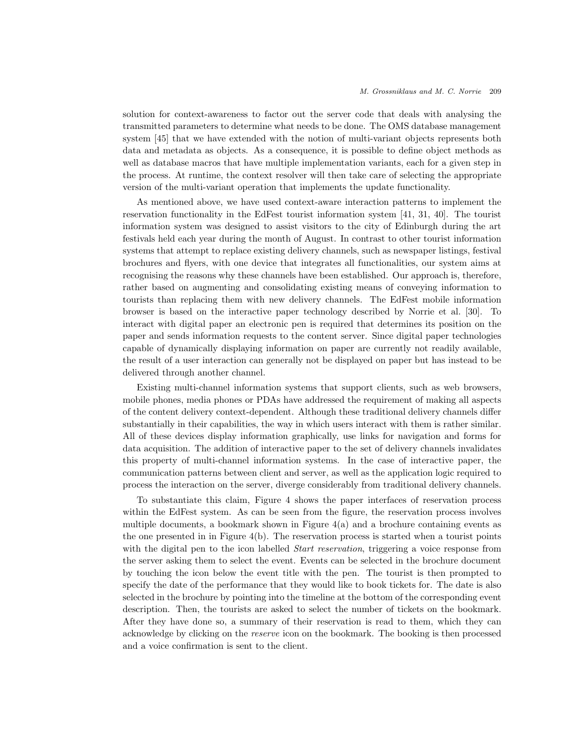solution for context-awareness to factor out the server code that deals with analysing the transmitted parameters to determine what needs to be done. The OMS database management system [45] that we have extended with the notion of multi-variant objects represents both data and metadata as objects. As a consequence, it is possible to define object methods as well as database macros that have multiple implementation variants, each for a given step in the process. At runtime, the context resolver will then take care of selecting the appropriate version of the multi-variant operation that implements the update functionality.

As mentioned above, we have used context-aware interaction patterns to implement the reservation functionality in the EdFest tourist information system [41, 31, 40]. The tourist information system was designed to assist visitors to the city of Edinburgh during the art festivals held each year during the month of August. In contrast to other tourist information systems that attempt to replace existing delivery channels, such as newspaper listings, festival brochures and flyers, with one device that integrates all functionalities, our system aims at recognising the reasons why these channels have been established. Our approach is, therefore, rather based on augmenting and consolidating existing means of conveying information to tourists than replacing them with new delivery channels. The EdFest mobile information browser is based on the interactive paper technology described by Norrie et al. [30]. To interact with digital paper an electronic pen is required that determines its position on the paper and sends information requests to the content server. Since digital paper technologies capable of dynamically displaying information on paper are currently not readily available, the result of a user interaction can generally not be displayed on paper but has instead to be delivered through another channel.

Existing multi-channel information systems that support clients, such as web browsers, mobile phones, media phones or PDAs have addressed the requirement of making all aspects of the content delivery context-dependent. Although these traditional delivery channels differ substantially in their capabilities, the way in which users interact with them is rather similar. All of these devices display information graphically, use links for navigation and forms for data acquisition. The addition of interactive paper to the set of delivery channels invalidates this property of multi-channel information systems. In the case of interactive paper, the communication patterns between client and server, as well as the application logic required to process the interaction on the server, diverge considerably from traditional delivery channels.

To substantiate this claim, Figure 4 shows the paper interfaces of reservation process within the EdFest system. As can be seen from the figure, the reservation process involves multiple documents, a bookmark shown in Figure 4(a) and a brochure containing events as the one presented in in Figure 4(b). The reservation process is started when a tourist points with the digital pen to the icon labelled *Start reservation*, triggering a voice response from the server asking them to select the event. Events can be selected in the brochure document by touching the icon below the event title with the pen. The tourist is then prompted to specify the date of the performance that they would like to book tickets for. The date is also selected in the brochure by pointing into the timeline at the bottom of the corresponding event description. Then, the tourists are asked to select the number of tickets on the bookmark. After they have done so, a summary of their reservation is read to them, which they can acknowledge by clicking on the *reserve* icon on the bookmark. The booking is then processed and a voice confirmation is sent to the client.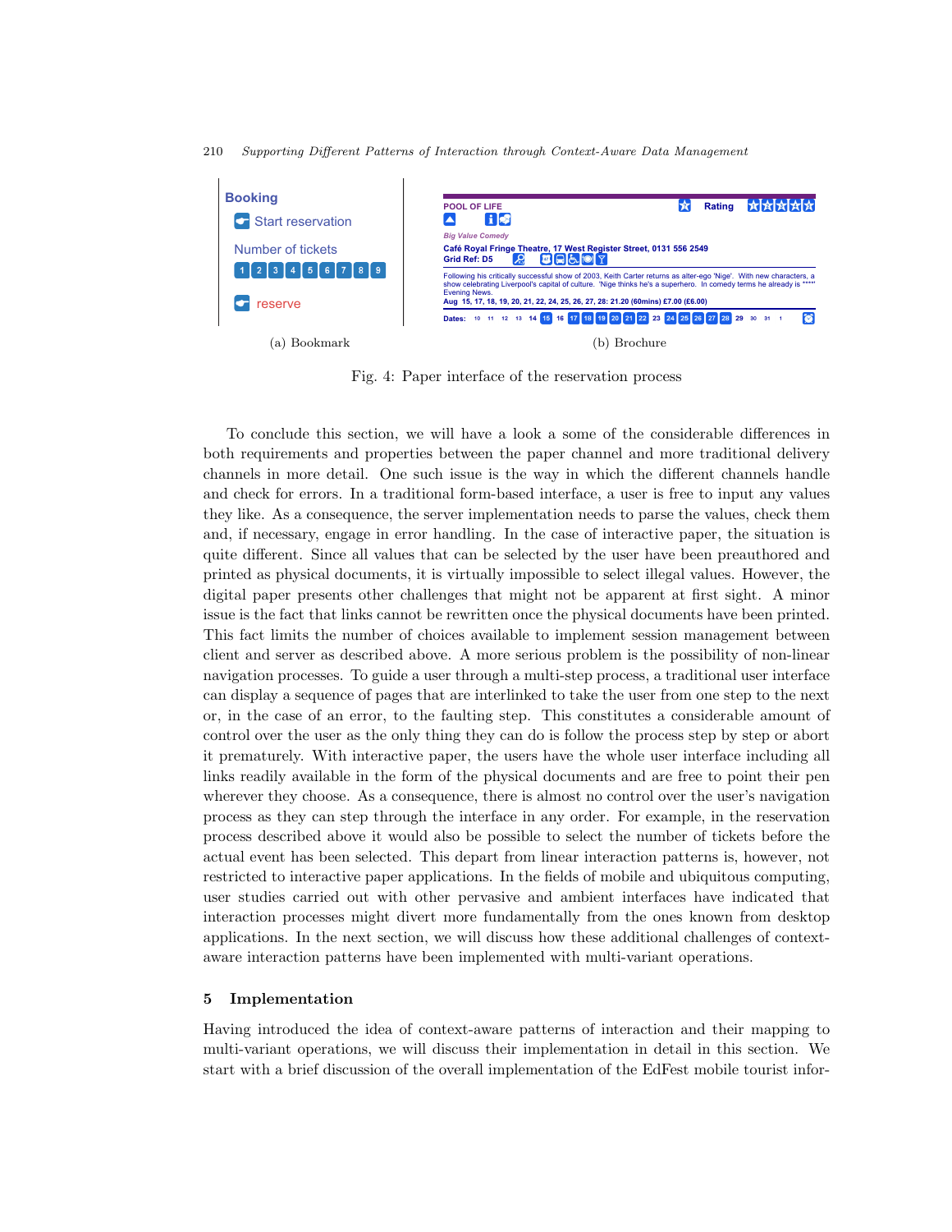Booking

Start reservation

Number of tickets

1 2 3 4 5 6 7 8 9

reserve

(a) Bookmark

POOL OF LIFE Rating

*Big Value Comedy*

**Café Royal Fringe Theatre, 17 West Register Street, 0131 556 2549**

**Grid Ref: D5**

Following his critically successful show of 2003, Keith Carter returns as alter-ego 'Nige'. With new characters, a show celebrating Liverpool's capital of culture. 'Nige thinks he's a superhero. In comedy terms he already is ****' Evening News.

**Aug 15, 17, 18, 19, 20, 21, 22, 24, 25, 26, 27, 28: 21.20 (60mins) £7.00 (£6.00)**

**Dates:** 10 11 12 13 14 15 16 17 18 19 20 21 22 23 24 25 26 27 28 29 30 31 1

(b) Brochure

Fig. 4: Paper interface of the reservation process

To conclude this section, we will have a look a some of the considerable differences in both requirements and properties between the paper channel and more traditional delivery channels in more detail. One such issue is the way in which the different channels handle and check for errors. In a traditional form-based interface, a user is free to input any values they like. As a consequence, the server implementation needs to parse the values, check them and, if necessary, engage in error handling. In the case of interactive paper, the situation is quite different. Since all values that can be selected by the user have been preauthored and printed as physical documents, it is virtually impossible to select illegal values. However, the digital paper presents other challenges that might not be apparent at first sight. A minor issue is the fact that links cannot be rewritten once the physical documents have been printed. This fact limits the number of choices available to implement session management between client and server as described above. A more serious problem is the possibility of non-linear navigation processes. To guide a user through a multi-step process, a traditional user interface can display a sequence of pages that are interlinked to take the user from one step to the next or, in the case of an error, to the faulting step. This constitutes a considerable amount of control over the user as the only thing they can do is follow the process step by step or abort it prematurely. With interactive paper, the users have the whole user interface including all links readily available in the form of the physical documents and are free to point their pen wherever they choose. As a consequence, there is almost no control over the user's navigation process as they can step through the interface in any order. For example, in the reservation process described above it would also be possible to select the number of tickets before the actual event has been selected. This depart from linear interaction patterns is, however, not restricted to interactive paper applications. In the fields of mobile and ubiquitous computing, user studies carried out with other pervasive and ambient interfaces have indicated that interaction processes might divert more fundamentally from the ones known from desktop applications. In the next section, we will discuss how these additional challenges of context-aware interaction patterns have been implemented with multi-variant operations.

## 5 Implementation

Having introduced the idea of context-aware patterns of interaction and their mapping to multi-variant operations, we will discuss their implementation in detail in this section. We start with a brief discussion of the overall implementation of the EdFest mobile tourist infor-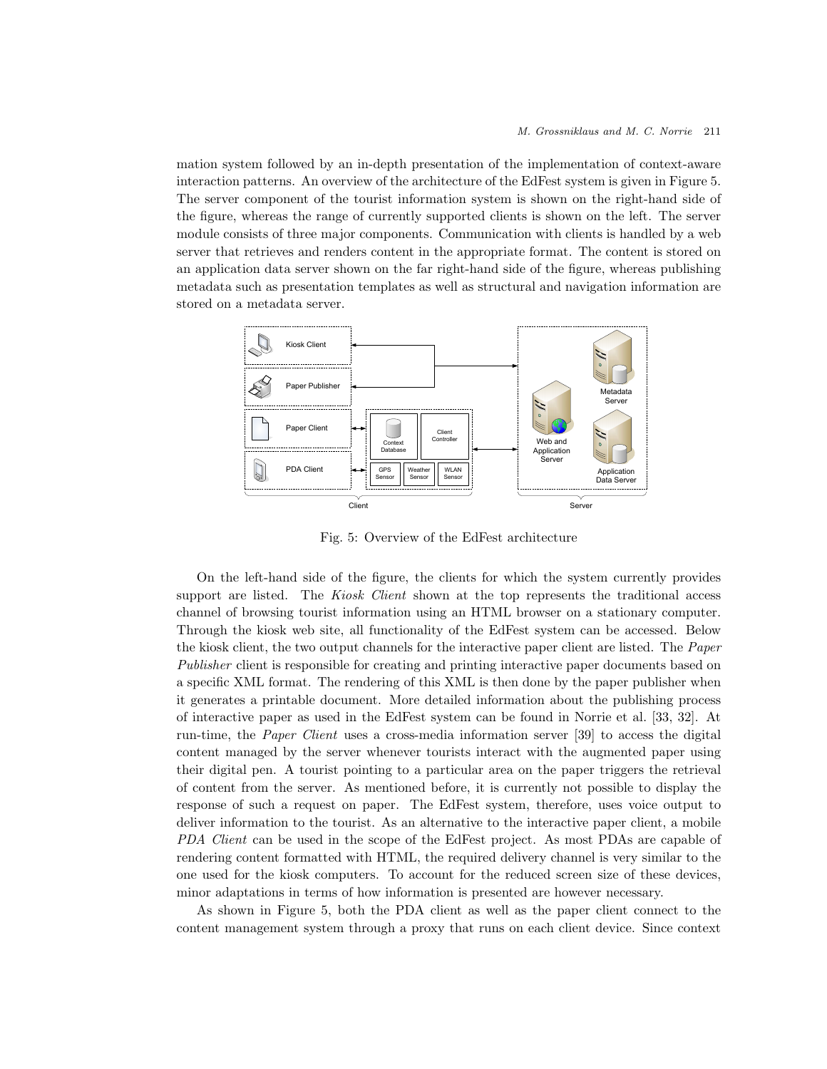mation system followed by an in-depth presentation of the implementation of context-aware interaction patterns. An overview of the architecture of the EdFest system is given in Figure 5. The server component of the tourist information system is shown on the right-hand side of the figure, whereas the range of currently supported clients is shown on the left. The server module consists of three major components. Communication with clients is handled by a web server that retrieves and renders content in the appropriate format. The content is stored on an application data server shown on the far right-hand side of the figure, whereas publishing metadata such as presentation templates as well as structural and navigation information are stored on a metadata server.

Fig. 5: Overview of the EdFest architecture

On the left-hand side of the figure, the clients for which the system currently provides support are listed. The *Kiosk Client* shown at the top represents the traditional access channel of browsing tourist information using an HTML browser on a stationary computer. Through the kiosk web site, all functionality of the EdFest system can be accessed. Below the kiosk client, the two output channels for the interactive paper client are listed. The *Paper Publisher* client is responsible for creating and printing interactive paper documents based on a specific XML format. The rendering of this XML is then done by the paper publisher when it generates a printable document. More detailed information about the publishing process of interactive paper as used in the EdFest system can be found in Norrie et al. [33, 32]. At run-time, the *Paper Client* uses a cross-media information server [39] to access the digital content managed by the server whenever tourists interact with the augmented paper using their digital pen. A tourist pointing to a particular area on the paper triggers the retrieval of content from the server. As mentioned before, it is currently not possible to display the response of such a request on paper. The EdFest system, therefore, uses voice output to deliver information to the tourist. As an alternative to the interactive paper client, a mobile *PDA Client* can be used in the scope of the EdFest project. As most PDAs are capable of rendering content formatted with HTML, the required delivery channel is very similar to the one used for the kiosk computers. To account for the reduced screen size of these devices, minor adaptations in terms of how information is presented are however necessary.

As shown in Figure 5, both the PDA client as well as the paper client connect to the content management system through a proxy that runs on each client device. Since context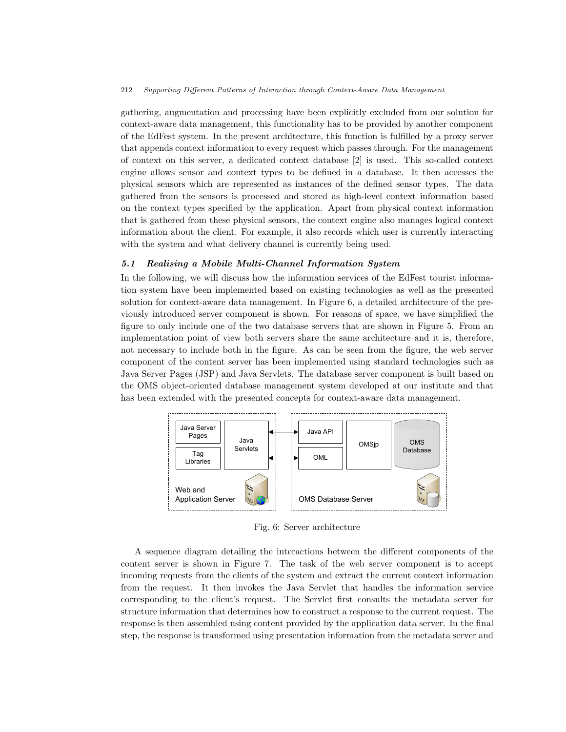gathering, augmentation and processing have been explicitly excluded from our solution for context-aware data management, this functionality has to be provided by another component of the EdFest system. In the present architecture, this function is fulfilled by a proxy server that appends context information to every request which passes through. For the management of context on this server, a dedicated context database [2] is used. This so-called context engine allows sensor and context types to be defined in a database. It then accesses the physical sensors which are represented as instances of the defined sensor types. The data gathered from the sensors is processed and stored as high-level context information based on the context types specified by the application. Apart from physical context information that is gathered from these physical sensors, the context engine also manages logical context information about the client. For example, it also records which user is currently interacting with the system and what delivery channel is currently being used.

### *5.1 Realising a Mobile Multi-Channel Information System*

In the following, we will discuss how the information services of the EdFest tourist information system have been implemented based on existing technologies as well as the presented solution for context-aware data management. In Figure 6, a detailed architecture of the previously introduced server component is shown. For reasons of space, we have simplified the figure to only include one of the two database servers that are shown in Figure 5. From an implementation point of view both servers share the same architecture and it is, therefore, not necessary to include both in the figure. As can be seen from the figure, the web server component of the content server has been implemented using standard technologies such as Java Server Pages (JSP) and Java Servlets. The database server component is built based on the OMS object-oriented database management system developed at our institute and that has been extended with the presented concepts for context-aware data management.

Fig. 6: Server architecture

A sequence diagram detailing the interactions between the different components of the content server is shown in Figure 7. The task of the web server component is to accept incoming requests from the clients of the system and extract the current context information from the request. It then invokes the Java Servlet that handles the information service corresponding to the client's request. The Servlet first consults the metadata server for structure information that determines how to construct a response to the current request. The response is then assembled using content provided by the application data server. In the final step, the response is transformed using presentation information from the metadata server and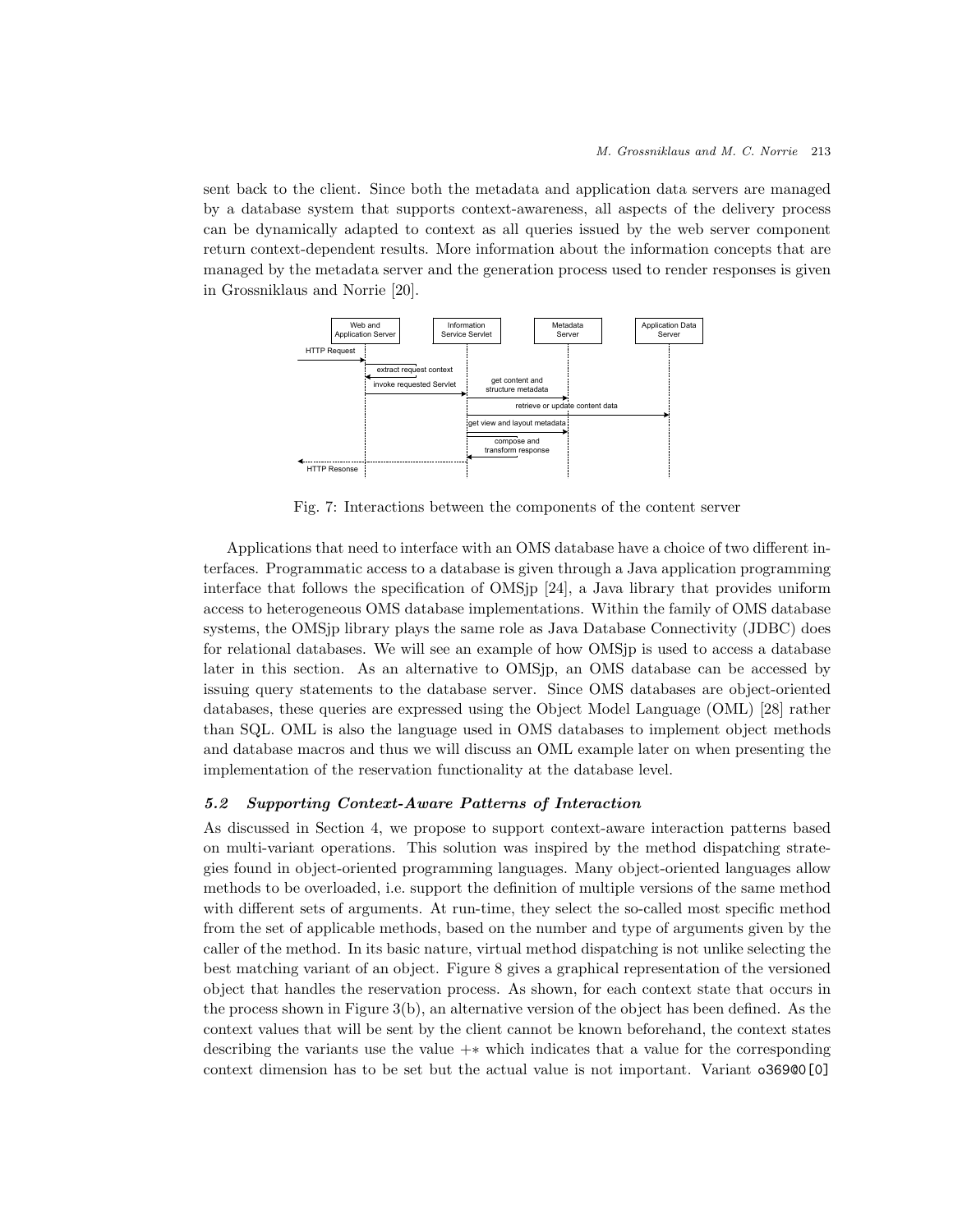sent back to the client. Since both the metadata and application data servers are managed by a database system that supports context-awareness, all aspects of the delivery process can be dynamically adapted to context as all queries issued by the web server component return context-dependent results. More information about the information concepts that are managed by the metadata server and the generation process used to render responses is given in Grossniklaus and Norrie [20].

Fig. 7: Interactions between the components of the content server

Applications that need to interface with an OMS database have a choice of two different interfaces. Programmatic access to a database is given through a Java application programming interface that follows the specification of OMSjp [24], a Java library that provides uniform access to heterogeneous OMS database implementations. Within the family of OMS database systems, the OMSjp library plays the same role as Java Database Connectivity (JDBC) does for relational databases. We will see an example of how OMSjp is used to access a database later in this section. As an alternative to OMSjp, an OMS database can be accessed by issuing query statements to the database server. Since OMS databases are object-oriented databases, these queries are expressed using the Object Model Language (OML) [28] rather than SQL. OML is also the language used in OMS databases to implement object methods and database macros and thus we will discuss an OML example later on when presenting the implementation of the reservation functionality at the database level.

### *5.2 Supporting Context-Aware Patterns of Interaction*

As discussed in Section 4, we propose to support context-aware interaction patterns based on multi-variant operations. This solution was inspired by the method dispatching strategies found in object-oriented programming languages. Many object-oriented languages allow methods to be overloaded, i.e. support the definition of multiple versions of the same method with different sets of arguments. At run-time, they select the so-called most specific method from the set of applicable methods, based on the number and type of arguments given by the caller of the method. In its basic nature, virtual method dispatching is not unlike selecting the best matching variant of an object. Figure 8 gives a graphical representation of the versioned object that handles the reservation process. As shown, for each context state that occurs in the process shown in Figure 3(b), an alternative version of the object has been defined. As the context values that will be sent by the client cannot be known beforehand, the context states describing the variants use the value $+*$ which indicates that a value for the corresponding context dimension has to be set but the actual value is not important. Variant `o369@0[0]`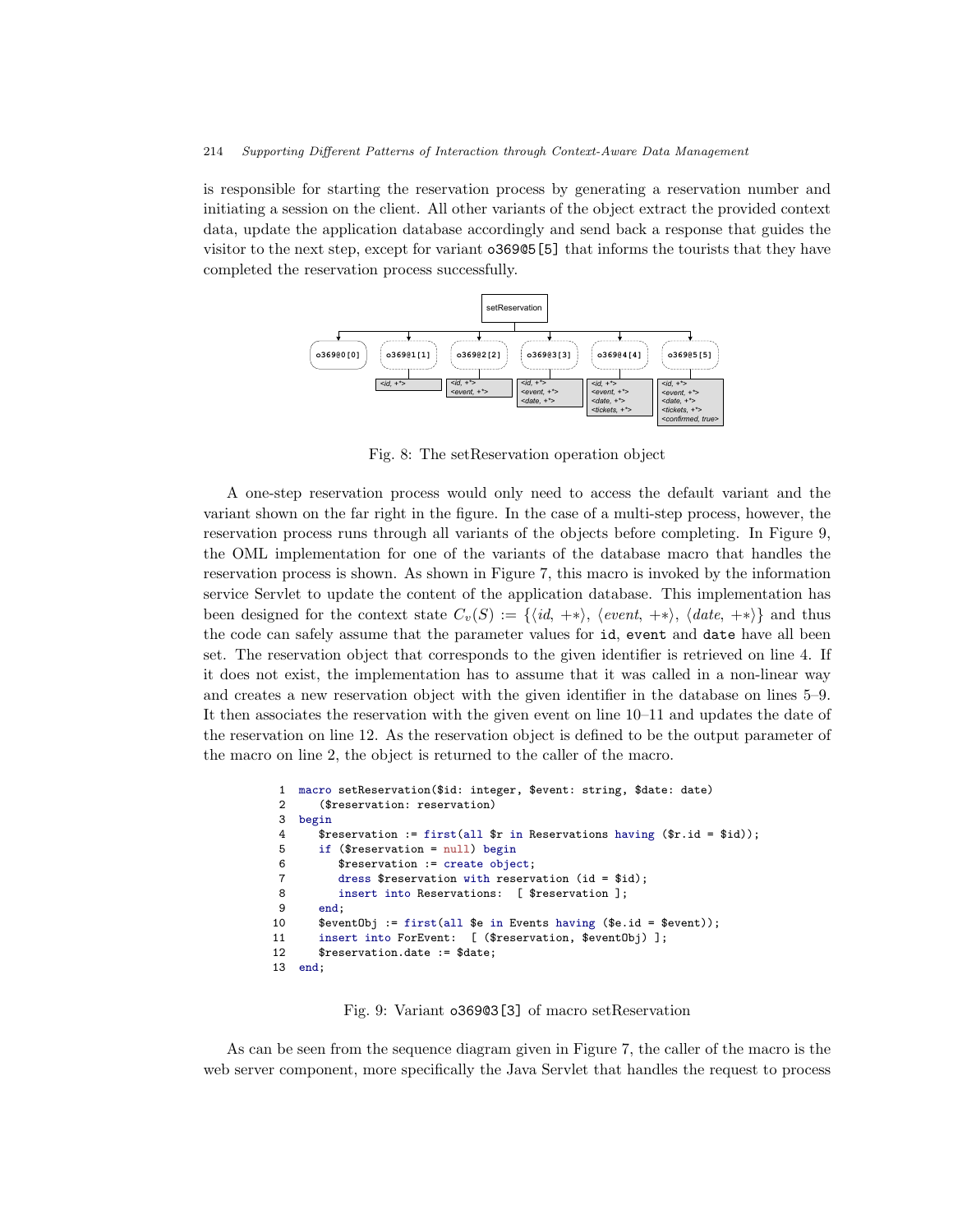is responsible for starting the reservation process by generating a reservation number and initiating a session on the client. All other variants of the object extract the provided context data, update the application database accordingly and send back a response that guides the visitor to the next step, except for variant `o369@5[5]` that informs the tourists that they have completed the reservation process successfully.

Fig. 8: The setReservation operation object

A one-step reservation process would only need to access the default variant and the variant shown on the far right in the figure. In the case of a multi-step process, however, the reservation process runs through all variants of the objects before completing. In Figure 9, the OML implementation for one of the variants of the database macro that handles the reservation process is shown. As shown in Figure 7, this macro is invoked by the information service Servlet to update the content of the application database. This implementation has been designed for the context state $C_v(S) := \{\langle id, +*\rangle, \langle event, +*\rangle, \langle date, +*\rangle\}$ and thus the code can safely assume that the parameter values for `id`, `event` and `date` have all been set. The reservation object that corresponds to the given identifier is retrieved on line 4. If it does not exist, the implementation has to assume that it was called in a non-linear way and creates a new reservation object with the given identifier in the database on lines 5–9. It then associates the reservation with the given event on line 10–11 and updates the date of the reservation on line 12. As the reservation object is defined to be the output parameter of the macro on line 2, the object is returned to the caller of the macro.

```
1  macro setReservation($id: integer, $event: string, $date: date)
2     ($reservation: reservation)
3  begin
4     $reservation := first(all $r in Reservations having ($r.id = $id));
5     if ($reservation = null) begin
6        $reservation := create object;
7        dress $reservation with reservation (id = $id);
8        insert into Reservations:  [ $reservation ];
9     end;
10    $eventObj := first(all $e in Events having ($e.id = $event));
11    insert into ForEvent:  [ ($reservation, $eventObj) ];
12    $reservation.date := $date;
13 end;
```

Fig. 9: Variant `o369@3[3]` of macro setReservation

As can be seen from the sequence diagram given in Figure 7, the caller of the macro is the web server component, more specifically the Java Servlet that handles the request to process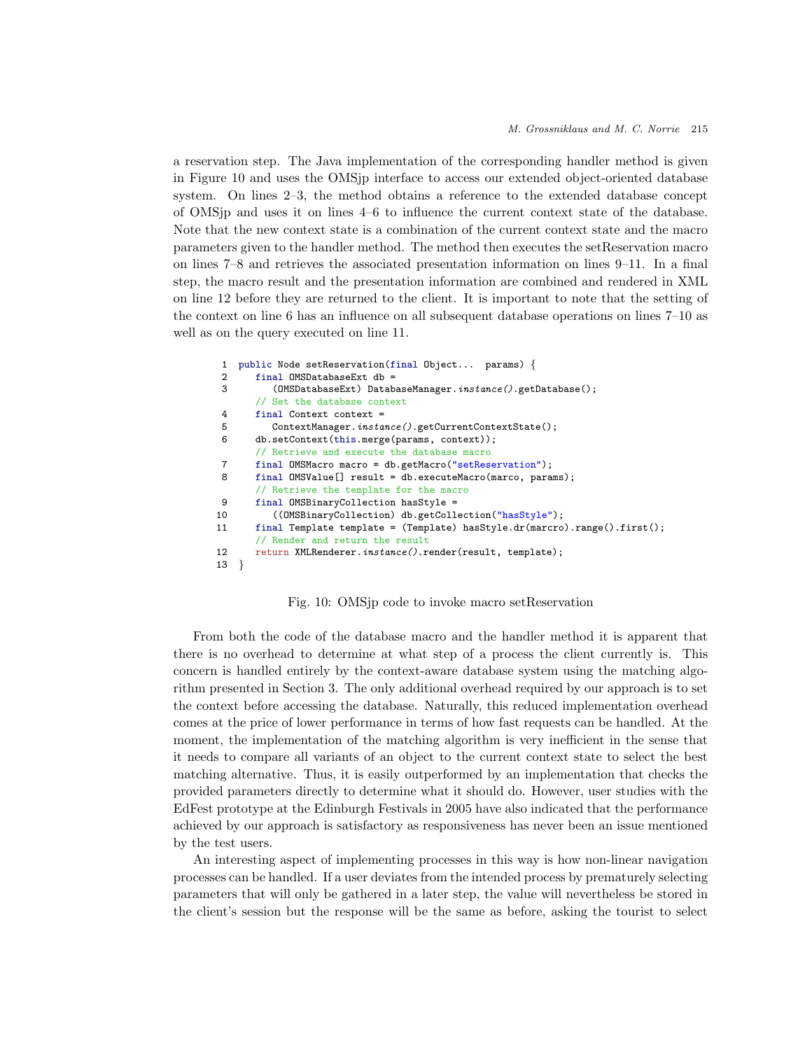a reservation step. The Java implementation of the corresponding handler method is given in Figure 10 and uses the OMSjp interface to access our extended object-oriented database system. On lines 2–3, the method obtains a reference to the extended database concept of OMSjp and uses it on lines 4–6 to influence the current context state of the database. Note that the new context state is a combination of the current context state and the macro parameters given to the handler method. The method then executes the setReservation macro on lines 7–8 and retrieves the associated presentation information on lines 9–11. In a final step, the macro result and the presentation information are combined and rendered in XML on line 12 before they are returned to the client. It is important to note that the setting of the context on line 6 has an influence on all subsequent database operations on lines 7–10 as well as on the query executed on line 11.

```
 1  public Node setReservation(final Object...  params) {
 2     final OMSDatabaseExt db =
 3        (OMSDatabaseExt) DatabaseManager.instance().getDatabase();
      // Set the database context
 4     final Context context =
 5        ContextManager.instance().getCurrentContextState();
 6     db.setContext(this.merge(params, context));
      // Retrieve and execute the database macro
 7     final OMSMacro macro = db.getMacro("setReservation");
 8     final OMSValue[] result = db.executeMacro(marco, params);
      // Retrieve the template for the macro
 9     final OMSBinaryCollection hasStyle =
10        ((OMSBinaryCollection) db.getCollection("hasStyle");
11     final Template template = (Template) hasStyle.dr(marcro).range().first();
      // Render and return the result
12     return XMLRenderer.instance().render(result, template);
13  }
```

Fig. 10: OMSjp code to invoke macro setReservation

From both the code of the database macro and the handler method it is apparent that there is no overhead to determine at what step of a process the client currently is. This concern is handled entirely by the context-aware database system using the matching algorithm presented in Section 3. The only additional overhead required by our approach is to set the context before accessing the database. Naturally, this reduced implementation overhead comes at the price of lower performance in terms of how fast requests can be handled. At the moment, the implementation of the matching algorithm is very inefficient in the sense that it needs to compare all variants of an object to the current context state to select the best matching alternative. Thus, it is easily outperformed by an implementation that checks the provided parameters directly to determine what it should do. However, user studies with the EdFest prototype at the Edinburgh Festivals in 2005 have also indicated that the performance achieved by our approach is satisfactory as responsiveness has never been an issue mentioned by the test users.

An interesting aspect of implementing processes in this way is how non-linear navigation processes can be handled. If a user deviates from the intended process by prematurely selecting parameters that will only be gathered in a later step, the value will nevertheless be stored in the client's session but the response will be the same as before, asking the tourist to select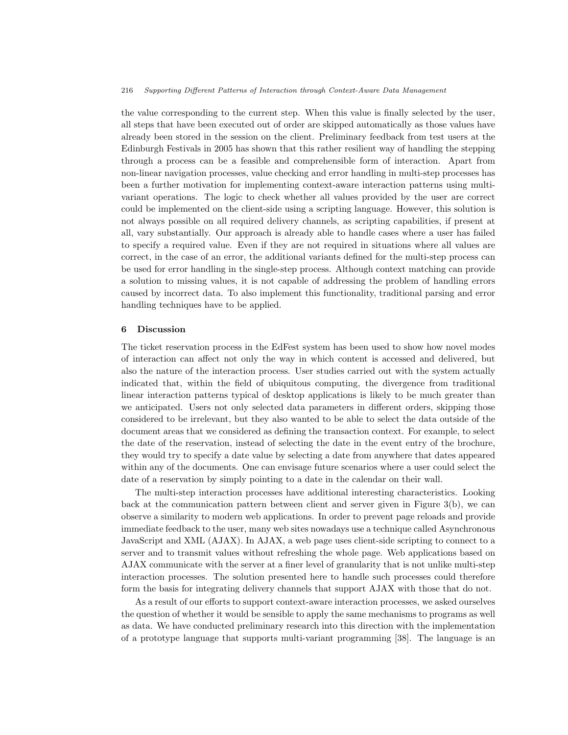the value corresponding to the current step. When this value is finally selected by the user, all steps that have been executed out of order are skipped automatically as those values have already been stored in the session on the client. Preliminary feedback from test users at the Edinburgh Festivals in 2005 has shown that this rather resilient way of handling the stepping through a process can be a feasible and comprehensible form of interaction. Apart from non-linear navigation processes, value checking and error handling in multi-step processes has been a further motivation for implementing context-aware interaction patterns using multi-variant operations. The logic to check whether all values provided by the user are correct could be implemented on the client-side using a scripting language. However, this solution is not always possible on all required delivery channels, as scripting capabilities, if present at all, vary substantially. Our approach is already able to handle cases where a user has failed to specify a required value. Even if they are not required in situations where all values are correct, in the case of an error, the additional variants defined for the multi-step process can be used for error handling in the single-step process. Although context matching can provide a solution to missing values, it is not capable of addressing the problem of handling errors caused by incorrect data. To also implement this functionality, traditional parsing and error handling techniques have to be applied.

## 6 Discussion

The ticket reservation process in the EdFest system has been used to show how novel modes of interaction can affect not only the way in which content is accessed and delivered, but also the nature of the interaction process. User studies carried out with the system actually indicated that, within the field of ubiquitous computing, the divergence from traditional linear interaction patterns typical of desktop applications is likely to be much greater than we anticipated. Users not only selected data parameters in different orders, skipping those considered to be irrelevant, but they also wanted to be able to select the data outside of the document areas that we considered as defining the transaction context. For example, to select the date of the reservation, instead of selecting the date in the event entry of the brochure, they would try to specify a date value by selecting a date from anywhere that dates appeared within any of the documents. One can envisage future scenarios where a user could select the date of a reservation by simply pointing to a date in the calendar on their wall.

The multi-step interaction processes have additional interesting characteristics. Looking back at the communication pattern between client and server given in Figure 3(b), we can observe a similarity to modern web applications. In order to prevent page reloads and provide immediate feedback to the user, many web sites nowadays use a technique called Asynchronous JavaScript and XML (AJAX). In AJAX, a web page uses client-side scripting to connect to a server and to transmit values without refreshing the whole page. Web applications based on AJAX communicate with the server at a finer level of granularity that is not unlike multi-step interaction processes. The solution presented here to handle such processes could therefore form the basis for integrating delivery channels that support AJAX with those that do not.

As a result of our efforts to support context-aware interaction processes, we asked ourselves the question of whether it would be sensible to apply the same mechanisms to programs as well as data. We have conducted preliminary research into this direction with the implementation of a prototype language that supports multi-variant programming [38]. The language is an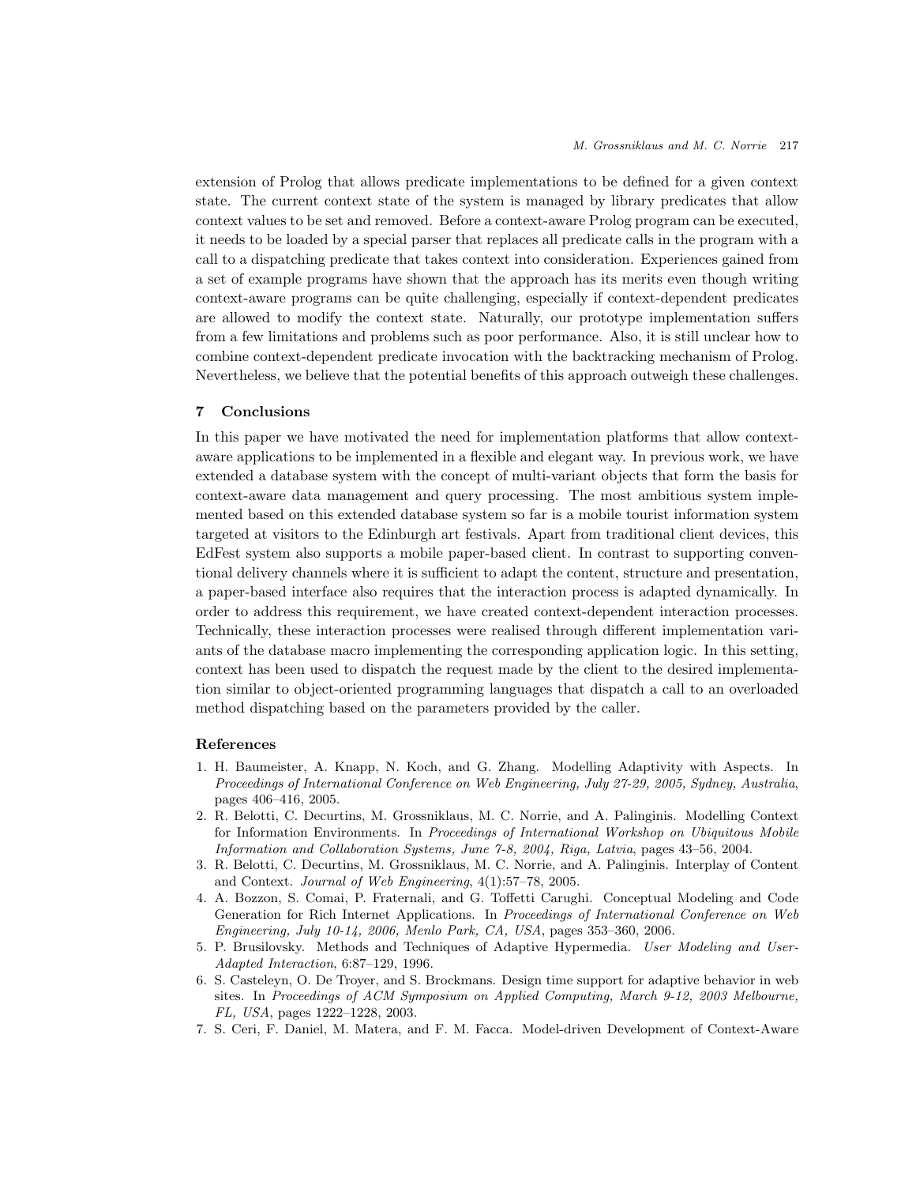extension of Prolog that allows predicate implementations to be defined for a given context state. The current context state of the system is managed by library predicates that allow context values to be set and removed. Before a context-aware Prolog program can be executed, it needs to be loaded by a special parser that replaces all predicate calls in the program with a call to a dispatching predicate that takes context into consideration. Experiences gained from a set of example programs have shown that the approach has its merits even though writing context-aware programs can be quite challenging, especially if context-dependent predicates are allowed to modify the context state. Naturally, our prototype implementation suffers from a few limitations and problems such as poor performance. Also, it is still unclear how to combine context-dependent predicate invocation with the backtracking mechanism of Prolog. Nevertheless, we believe that the potential benefits of this approach outweigh these challenges.

## 7 Conclusions

In this paper we have motivated the need for implementation platforms that allow context-aware applications to be implemented in a flexible and elegant way. In previous work, we have extended a database system with the concept of multi-variant objects that form the basis for context-aware data management and query processing. The most ambitious system implemented based on this extended database system so far is a mobile tourist information system targeted at visitors to the Edinburgh art festivals. Apart from traditional client devices, this EdFest system also supports a mobile paper-based client. In contrast to supporting conventional delivery channels where it is sufficient to adapt the content, structure and presentation, a paper-based interface also requires that the interaction process is adapted dynamically. In order to address this requirement, we have created context-dependent interaction processes. Technically, these interaction processes were realised through different implementation variants of the database macro implementing the corresponding application logic. In this setting, context has been used to dispatch the request made by the client to the desired implementation similar to object-oriented programming languages that dispatch a call to an overloaded method dispatching based on the parameters provided by the caller.

### References

1. H. Baumeister, A. Knapp, N. Koch, and G. Zhang. Modelling Adaptivity with Aspects. In *Proceedings of International Conference on Web Engineering, July 27-29, 2005, Sydney, Australia*, pages 406–416, 2005.
2. R. Belotti, C. Decurtins, M. Grossniklaus, M. C. Norrie, and A. Palinginis. Modelling Context for Information Environments. In *Proceedings of International Workshop on Ubiquitous Mobile Information and Collaboration Systems, June 7-8, 2004, Riga, Latvia*, pages 43–56, 2004.
3. R. Belotti, C. Decurtins, M. Grossniklaus, M. C. Norrie, and A. Palinginis. Interplay of Content and Context. *Journal of Web Engineering*, 4(1):57–78, 2005.
4. A. Bozzon, S. Comai, P. Fraternali, and G. Toffetti Carughi. Conceptual Modeling and Code Generation for Rich Internet Applications. In *Proceedings of International Conference on Web Engineering, July 10-14, 2006, Menlo Park, CA, USA*, pages 353–360, 2006.
5. P. Brusilovsky. Methods and Techniques of Adaptive Hypermedia. *User Modeling and User-Adapted Interaction*, 6:87–129, 1996.
6. S. Casteleyn, O. De Troyer, and S. Brockmans. Design time support for adaptive behavior in web sites. In *Proceedings of ACM Symposium on Applied Computing, March 9-12, 2003 Melbourne, FL, USA*, pages 1222–1228, 2003.
7. S. Ceri, F. Daniel, M. Matera, and F. M. Facca. Model-driven Development of Context-Aware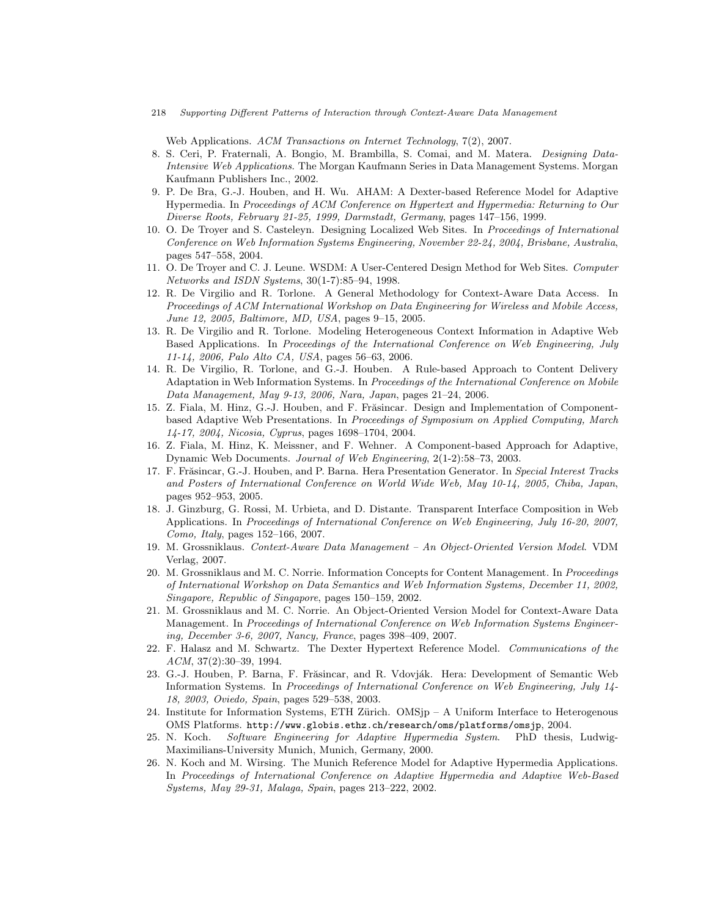Web Applications. *ACM Transactions on Internet Technology*, 7(2), 2007.

8. S. Ceri, P. Fraternali, A. Bongio, M. Brambilla, S. Comai, and M. Matera. *Designing Data-Intensive Web Applications*. The Morgan Kaufmann Series in Data Management Systems. Morgan Kaufmann Publishers Inc., 2002.
9. P. De Bra, G.-J. Houben, and H. Wu. AHAM: A Dexter-based Reference Model for Adaptive Hypermedia. In *Proceedings of ACM Conference on Hypertext and Hypermedia: Returning to Our Diverse Roots, February 21-25, 1999, Darmstadt, Germany*, pages 147–156, 1999.
10. O. De Troyer and S. Casteleyn. Designing Localized Web Sites. In *Proceedings of International Conference on Web Information Systems Engineering, November 22-24, 2004, Brisbane, Australia*, pages 547–558, 2004.
11. O. De Troyer and C. J. Leune. WSDM: A User-Centered Design Method for Web Sites. *Computer Networks and ISDN Systems*, 30(1-7):85–94, 1998.
12. R. De Virgilio and R. Torlone. A General Methodology for Context-Aware Data Access. In *Proceedings of ACM International Workshop on Data Engineering for Wireless and Mobile Access, June 12, 2005, Baltimore, MD, USA*, pages 9–15, 2005.
13. R. De Virgilio and R. Torlone. Modeling Heterogeneous Context Information in Adaptive Web Based Applications. In *Proceedings of the International Conference on Web Engineering, July 11-14, 2006, Palo Alto CA, USA*, pages 56–63, 2006.
14. R. De Virgilio, R. Torlone, and G.-J. Houben. A Rule-based Approach to Content Delivery Adaptation in Web Information Systems. In *Proceedings of the International Conference on Mobile Data Management, May 9-13, 2006, Nara, Japan*, pages 21–24, 2006.
15. Z. Fiala, M. Hinz, G.-J. Houben, and F. Frăsincar. Design and Implementation of Component-based Adaptive Web Presentations. In *Proceedings of Symposium on Applied Computing, March 14-17, 2004, Nicosia, Cyprus*, pages 1698–1704, 2004.
16. Z. Fiala, M. Hinz, K. Meissner, and F. Wehner. A Component-based Approach for Adaptive, Dynamic Web Documents. *Journal of Web Engineering*, 2(1-2):58–73, 2003.
17. F. Frăsincar, G.-J. Houben, and P. Barna. Hera Presentation Generator. In *Special Interest Tracks and Posters of International Conference on World Wide Web, May 10-14, 2005, Chiba, Japan*, pages 952–953, 2005.
18. J. Ginzburg, G. Rossi, M. Urbieta, and D. Distante. Transparent Interface Composition in Web Applications. In *Proceedings of International Conference on Web Engineering, July 16-20, 2007, Como, Italy*, pages 152–166, 2007.
19. M. Grossniklaus. *Context-Aware Data Management – An Object-Oriented Version Model*. VDM Verlag, 2007.
20. M. Grossniklaus and M. C. Norrie. Information Concepts for Content Management. In *Proceedings of International Workshop on Data Semantics and Web Information Systems, December 11, 2002, Singapore, Republic of Singapore*, pages 150–159, 2002.
21. M. Grossniklaus and M. C. Norrie. An Object-Oriented Version Model for Context-Aware Data Management. In *Proceedings of International Conference on Web Information Systems Engineering, December 3-6, 2007, Nancy, France*, pages 398–409, 2007.
22. F. Halasz and M. Schwartz. The Dexter Hypertext Reference Model. *Communications of the ACM*, 37(2):30–39, 1994.
23. G.-J. Houben, P. Barna, F. Frăsincar, and R. Vdovják. Hera: Development of Semantic Web Information Systems. In *Proceedings of International Conference on Web Engineering, July 14-18, 2003, Oviedo, Spain*, pages 529–538, 2003.
24. Institute for Information Systems, ETH Zürich. OMSjp – A Uniform Interface to Heterogenous OMS Platforms. `http://www.globis.ethz.ch/research/oms/platforms/omsjp`, 2004.
25. N. Koch. *Software Engineering for Adaptive Hypermedia System*. PhD thesis, Ludwig-Maximilians-University Munich, Munich, Germany, 2000.
26. N. Koch and M. Wirsing. The Munich Reference Model for Adaptive Hypermedia Applications. In *Proceedings of International Conference on Adaptive Hypermedia and Adaptive Web-Based Systems, May 29-31, Malaga, Spain*, pages 213–222, 2002.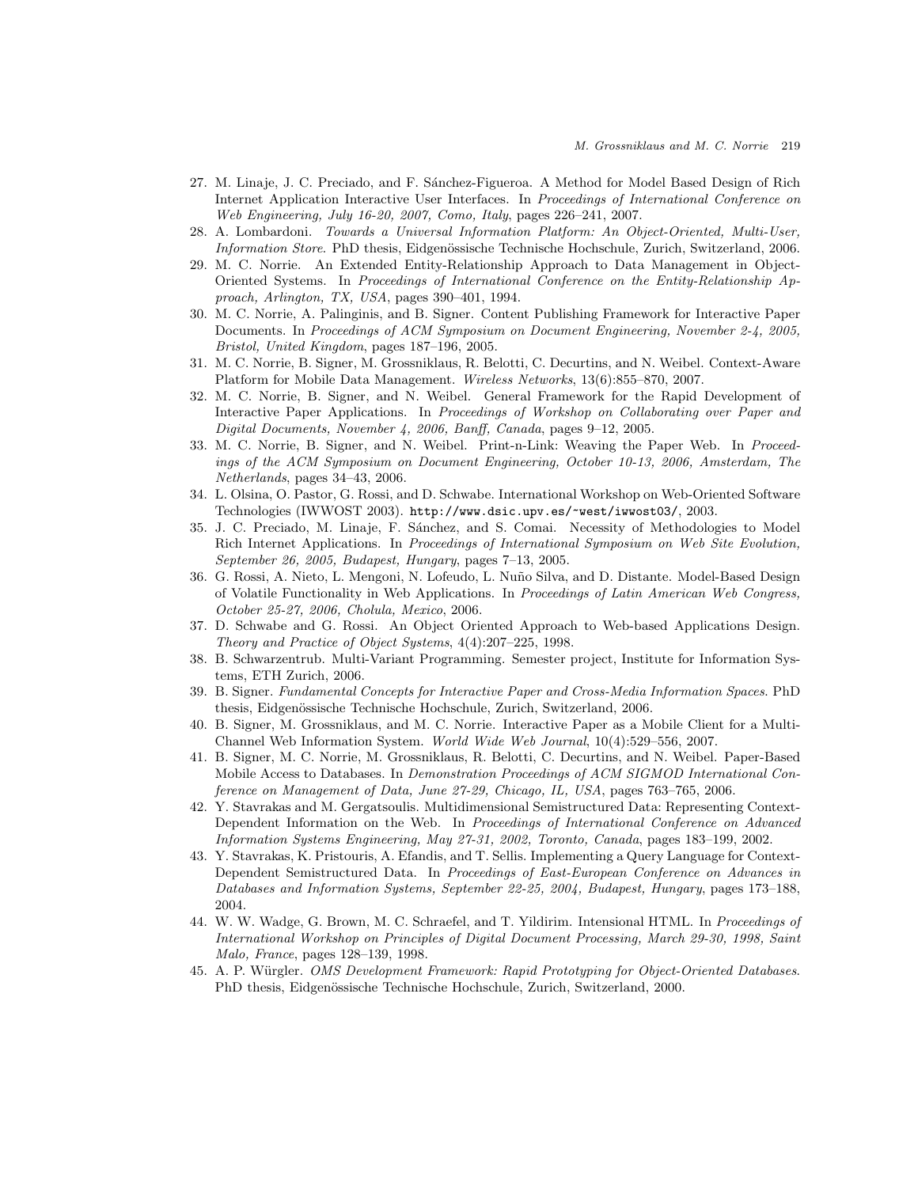27. M. Linaje, J. C. Preciado, and F. Sánchez-Figueroa. A Method for Model Based Design of Rich Internet Application Interactive User Interfaces. In *Proceedings of International Conference on Web Engineering, July 16-20, 2007, Como, Italy*, pages 226–241, 2007.
28. A. Lombardoni. *Towards a Universal Information Platform: An Object-Oriented, Multi-User, Information Store*. PhD thesis, Eidgenössische Technische Hochschule, Zurich, Switzerland, 2006.
29. M. C. Norrie. An Extended Entity-Relationship Approach to Data Management in Object-Oriented Systems. In *Proceedings of International Conference on the Entity-Relationship Approach, Arlington, TX, USA*, pages 390–401, 1994.
30. M. C. Norrie, A. Palinginis, and B. Signer. Content Publishing Framework for Interactive Paper Documents. In *Proceedings of ACM Symposium on Document Engineering, November 2-4, 2005, Bristol, United Kingdom*, pages 187–196, 2005.
31. M. C. Norrie, B. Signer, M. Grossniklaus, R. Belotti, C. Decurtins, and N. Weibel. Context-Aware Platform for Mobile Data Management. *Wireless Networks*, 13(6):855–870, 2007.
32. M. C. Norrie, B. Signer, and N. Weibel. General Framework for the Rapid Development of Interactive Paper Applications. In *Proceedings of Workshop on Collaborating over Paper and Digital Documents, November 4, 2006, Banff, Canada*, pages 9–12, 2005.
33. M. C. Norrie, B. Signer, and N. Weibel. Print-n-Link: Weaving the Paper Web. In *Proceedings of the ACM Symposium on Document Engineering, October 10-13, 2006, Amsterdam, The Netherlands*, pages 34–43, 2006.
34. L. Olsina, O. Pastor, G. Rossi, and D. Schwabe. International Workshop on Web-Oriented Software Technologies (IWWOST 2003). http://www.dsic.upv.es/~west/iwwost03/, 2003.
35. J. C. Preciado, M. Linaje, F. Sánchez, and S. Comai. Necessity of Methodologies to Model Rich Internet Applications. In *Proceedings of International Symposium on Web Site Evolution, September 26, 2005, Budapest, Hungary*, pages 7–13, 2005.
36. G. Rossi, A. Nieto, L. Mengoni, N. Lofeudo, L. Nuño Silva, and D. Distante. Model-Based Design of Volatile Functionality in Web Applications. In *Proceedings of Latin American Web Congress, October 25-27, 2006, Cholula, Mexico*, 2006.
37. D. Schwabe and G. Rossi. An Object Oriented Approach to Web-based Applications Design. *Theory and Practice of Object Systems*, 4(4):207–225, 1998.
38. B. Schwarzentrub. Multi-Variant Programming. Semester project, Institute for Information Systems, ETH Zurich, 2006.
39. B. Signer. *Fundamental Concepts for Interactive Paper and Cross-Media Information Spaces*. PhD thesis, Eidgenössische Technische Hochschule, Zurich, Switzerland, 2006.
40. B. Signer, M. Grossniklaus, and M. C. Norrie. Interactive Paper as a Mobile Client for a Multi-Channel Web Information System. *World Wide Web Journal*, 10(4):529–556, 2007.
41. B. Signer, M. C. Norrie, M. Grossniklaus, R. Belotti, C. Decurtins, and N. Weibel. Paper-Based Mobile Access to Databases. In *Demonstration Proceedings of ACM SIGMOD International Conference on Management of Data, June 27-29, Chicago, IL, USA*, pages 763–765, 2006.
42. Y. Stavrakas and M. Gergatsoulis. Multidimensional Semistructured Data: Representing Context-Dependent Information on the Web. In *Proceedings of International Conference on Advanced Information Systems Engineering, May 27-31, 2002, Toronto, Canada*, pages 183–199, 2002.
43. Y. Stavrakas, K. Pristouris, A. Efandis, and T. Sellis. Implementing a Query Language for Context-Dependent Semistructured Data. In *Proceedings of East-European Conference on Advances in Databases and Information Systems, September 22-25, 2004, Budapest, Hungary*, pages 173–188, 2004.
44. W. W. Wadge, G. Brown, M. C. Schraefel, and T. Yildirim. Intensional HTML. In *Proceedings of International Workshop on Principles of Digital Document Processing, March 29-30, 1998, Saint Malo, France*, pages 128–139, 1998.
45. A. P. Würgler. *OMS Development Framework: Rapid Prototyping for Object-Oriented Databases*. PhD thesis, Eidgenössische Technische Hochschule, Zurich, Switzerland, 2000.